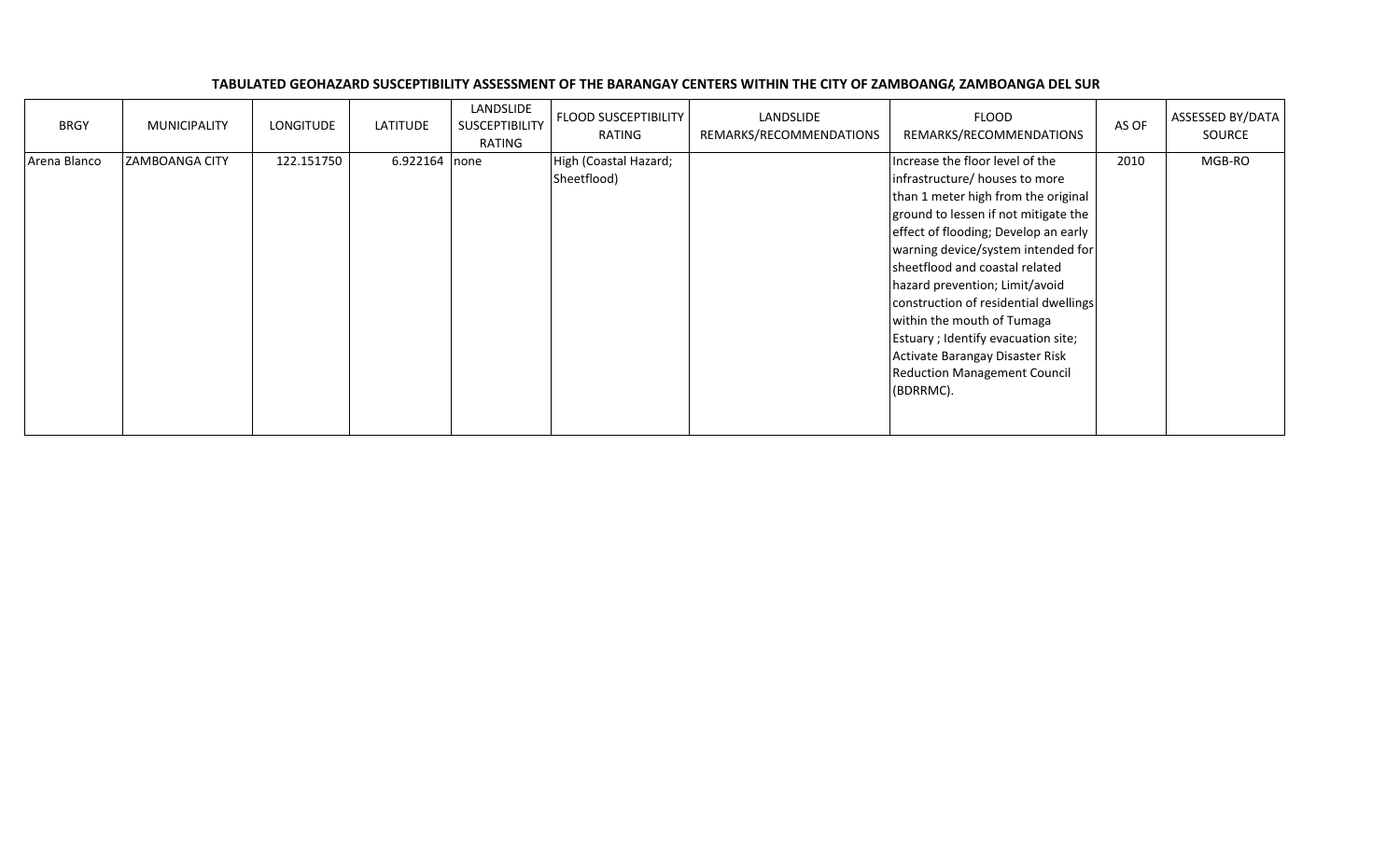**TABULATED GEOHAZARD SUSCEPTIBILITY ASSESSMENT OF THE BARANGAY CENTERS WITHIN THE CITY OF ZAMBOANGA, ZAMBOANGA DEL SUR**

| BRGY | MUNICIPALITY | LONGITUDE | LATITUDE | LANDSLIDE SUSCEPTIBILITY RATING | FLOOD SUSCEPTIBILITY RATING | LANDSLIDE REMARKS/RECOMMENDATIONS | FLOOD REMARKS/RECOMMENDATIONS | AS OF | ASSESSED BY/DATA SOURCE |
|---|---|---|---|---|---|---|---|---|---|
| Arena Blanco | ZAMBOANGA CITY | 122.151750 | 6.922164 | none | High (Coastal Hazard; Sheetflood) | | Increase the floor level of the infrastructure/ houses to more than 1 meter high from the original ground to lessen if not mitigate the effect of flooding; Develop an early warning device/system intended for sheetflood and coastal related hazard prevention; Limit/avoid construction of residential dwellings within the mouth of Tumaga Estuary ; Identify evacuation site; Activate Barangay Disaster Risk Reduction Management Council (BDRRMC). | 2010 | MGB-RO |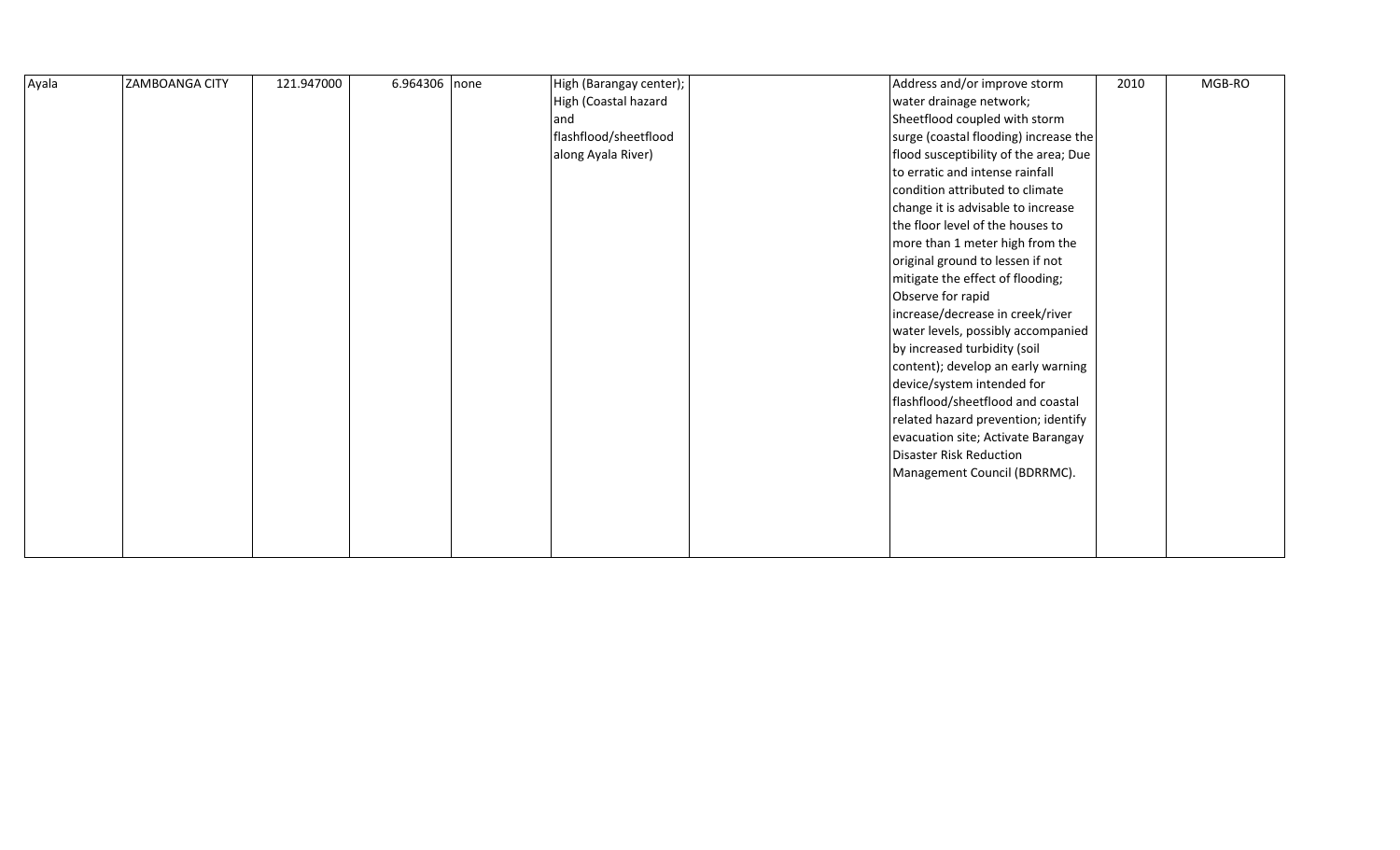| | | | | | | | | | |
|---|---|---|---|---|---|---|---|---|---|
| Ayala | ZAMBOANGA CITY | 121.947000 | 6.964306 | none | High (Barangay center); High (Coastal hazard and flashflood/sheetflood along Ayala River) | | Address and/or improve storm water drainage network; Sheetflood coupled with storm surge (coastal flooding) increase the flood susceptibility of the area; Due to erratic and intense rainfall condition attributed to climate change it is advisable to increase the floor level of the houses to more than 1 meter high from the original ground to lessen if not mitigate the effect of flooding; Observe for rapid increase/decrease in creek/river water levels, possibly accompanied by increased turbidity (soil content); develop an early warning device/system intended for flashflood/sheetflood and coastal related hazard prevention; identify evacuation site; Activate Barangay Disaster Risk Reduction Management Council (BDRRMC). | 2010 | MGB-RO |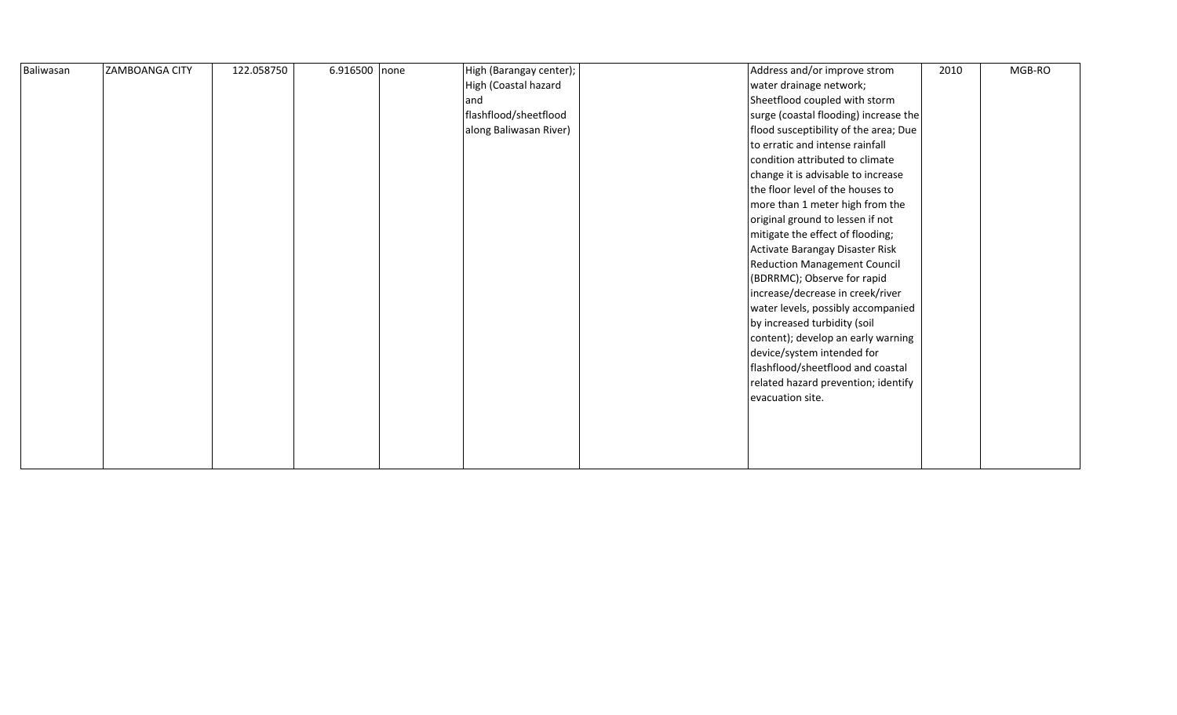| | | | | | | | | | |
|---|---|---|---|---|---|---|---|---|---|
| Baliwasan | ZAMBOANGA CITY | 122.058750 | 6.916500 | none | High (Barangay center); High (Coastal hazard and flashflood/sheetflood along Baliwasan River) | | Address and/or improve strom water drainage network; Sheetflood coupled with storm surge (coastal flooding) increase the flood susceptibility of the area; Due to erratic and intense rainfall condition attributed to climate change it is advisable to increase the floor level of the houses to more than 1 meter high from the original ground to lessen if not mitigate the effect of flooding; Activate Barangay Disaster Risk Reduction Management Council (BDRRMC); Observe for rapid increase/decrease in creek/river water levels, possibly accompanied by increased turbidity (soil content); develop an early warning device/system intended for flashflood/sheetflood and coastal related hazard prevention; identify evacuation site. | 2010 | MGB-RO |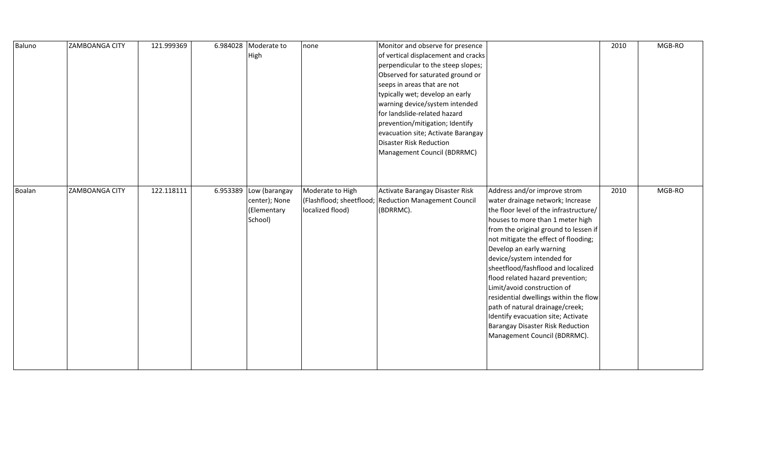| | | | | | | | | | |
|---|---|---|---|---|---|---|---|---|---|
| Baluno | ZAMBOANGA CITY | 121.999369 | 6.984028 | Moderate to High | none | Monitor and observe for presence of vertical displacement and cracks perpendicular to the steep slopes; Observed for saturated ground or seeps in areas that are not typically wet; develop an early warning device/system intended for landslide-related hazard prevention/mitigation; Identify evacuation site; Activate Barangay Disaster Risk Reduction Management Council (BDRRMC) | | 2010 | MGB-RO |
| Boalan | ZAMBOANGA CITY | 122.118111 | 6.953389 | Low (barangay center); None (Elementary School) | Moderate to High (Flashflood; sheetflood; localized flood) | Activate Barangay Disaster Risk Reduction Management Council (BDRRMC). | Address and/or improve strom water drainage network; Increase the floor level of the infrastructure/ houses to more than 1 meter high from the original ground to lessen if not mitigate the effect of flooding; Develop an early warning device/system intended for sheetflood/fashflood and localized flood related hazard prevention; Limit/avoid construction of residential dwellings within the flow path of natural drainage/creek; Identify evacuation site; Activate Barangay Disaster Risk Reduction Management Council (BDRRMC). | 2010 | MGB-RO |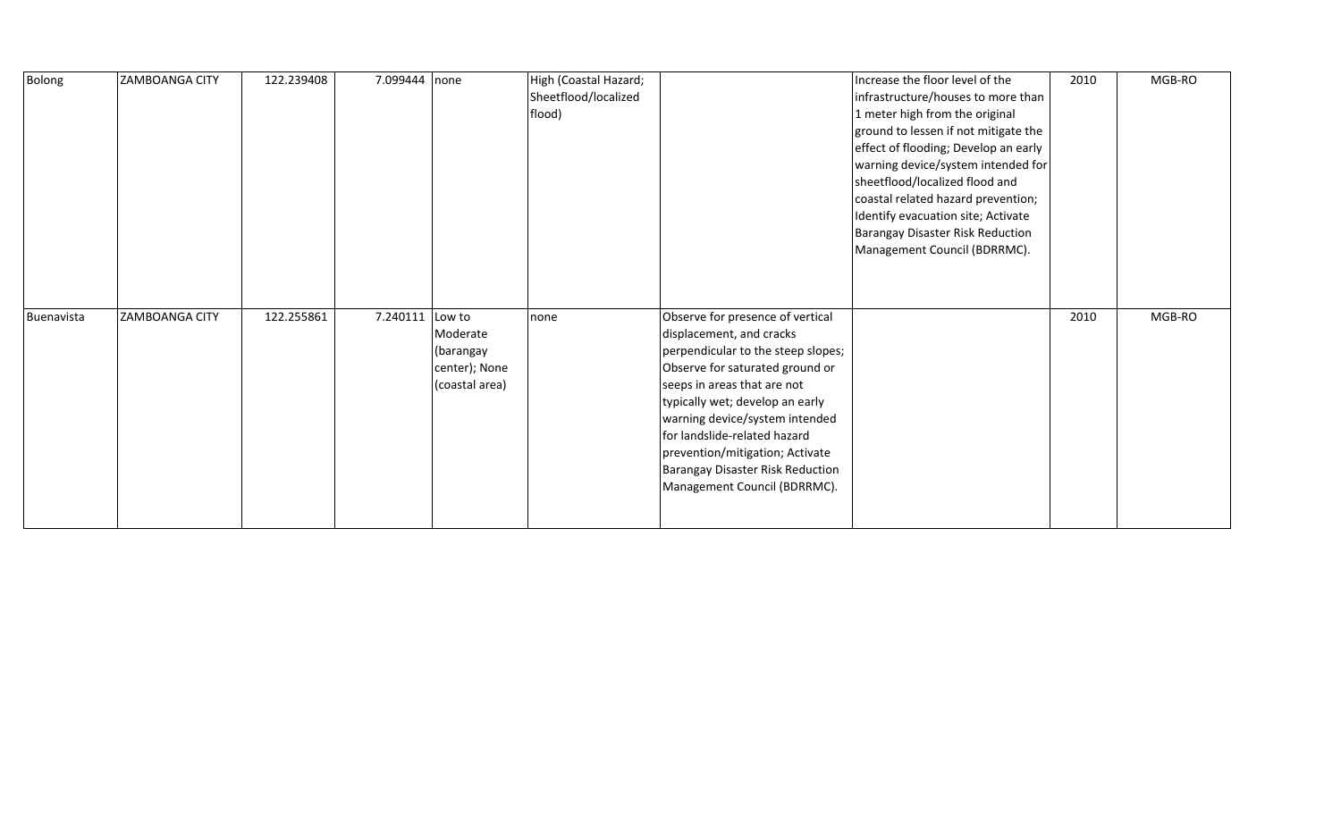| | | | | | | | | | |
|---|---|---|---|---|---|---|---|---|---|
| Bolong | ZAMBOANGA CITY | 122.239408 | 7.099444 | none | High (Coastal Hazard; Sheetflood/localized flood) | | Increase the floor level of the infrastructure/houses to more than 1 meter high from the original ground to lessen if not mitigate the effect of flooding; Develop an early warning device/system intended for sheetflood/localized flood and coastal related hazard prevention; Identify evacuation site; Activate Barangay Disaster Risk Reduction Management Council (BDRRMC). | 2010 | MGB-RO |
| Buenavista | ZAMBOANGA CITY | 122.255861 | 7.240111 | Low to Moderate (barangay center); None (coastal area) | none | Observe for presence of vertical displacement, and cracks perpendicular to the steep slopes; Observe for saturated ground or seeps in areas that are not typically wet; develop an early warning device/system intended for landslide-related hazard prevention/mitigation; Activate Barangay Disaster Risk Reduction Management Council (BDRRMC). | | 2010 | MGB-RO |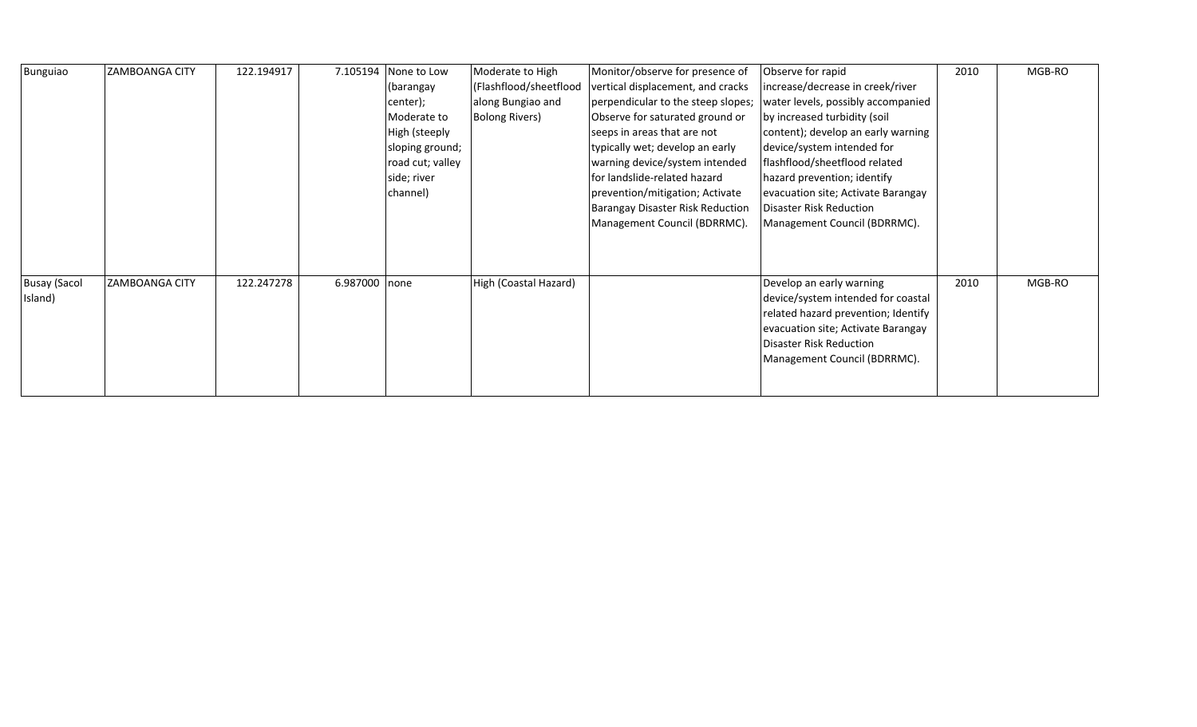| | | | | | | | | | |
|---|---|---|---|---|---|---|---|---|---|
| Bunguiao | ZAMBOANGA CITY | 122.194917 | 7.105194 | None to Low (barangay center); Moderate to High (steeply sloping ground; road cut; valley side; river channel) | Moderate to High (Flashflood/sheetflood along Bungiao and Bolong Rivers) | Monitor/observe for presence of vertical displacement, and cracks perpendicular to the steep slopes; Observe for saturated ground or seeps in areas that are not typically wet; develop an early warning device/system intended for landslide-related hazard prevention/mitigation; Activate Barangay Disaster Risk Reduction Management Council (BDRRMC). | Observe for rapid increase/decrease in creek/river water levels, possibly accompanied by increased turbidity (soil content); develop an early warning device/system intended for flashflood/sheetflood related hazard prevention; identify evacuation site; Activate Barangay Disaster Risk Reduction Management Council (BDRRMC). | 2010 | MGB-RO |
| Busay (Sacol Island) | ZAMBOANGA CITY | 122.247278 | 6.987000 | none | High (Coastal Hazard) | | Develop an early warning device/system intended for coastal related hazard prevention; Identify evacuation site; Activate Barangay Disaster Risk Reduction Management Council (BDRRMC). | 2010 | MGB-RO |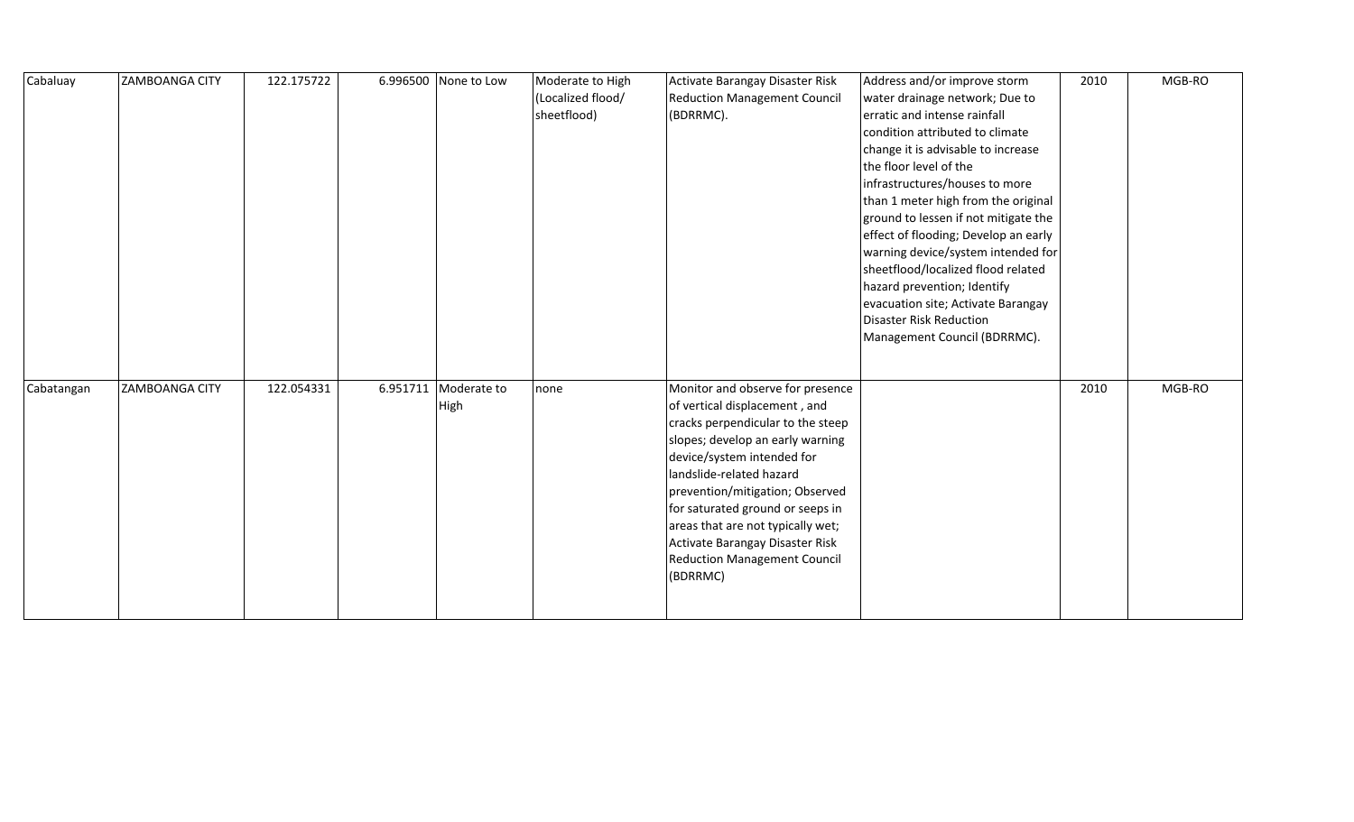| | | | | | | | | | |
|---|---|---|---|---|---|---|---|---|---|
| Cabaluay | ZAMBOANGA CITY | 122.175722 | 6.996500 | None to Low | Moderate to High (Localized flood/ sheetflood) | Activate Barangay Disaster Risk Reduction Management Council (BDRRMC). | Address and/or improve storm water drainage network; Due to erratic and intense rainfall condition attributed to climate change it is advisable to increase the floor level of the infrastructures/houses to more than 1 meter high from the original ground to lessen if not mitigate the effect of flooding; Develop an early warning device/system intended for sheetflood/localized flood related hazard prevention; Identify evacuation site; Activate Barangay Disaster Risk Reduction Management Council (BDRRMC). | 2010 | MGB-RO |
| Cabatangan | ZAMBOANGA CITY | 122.054331 | 6.951711 | Moderate to High | none | Monitor and observe for presence of vertical displacement , and cracks perpendicular to the steep slopes; develop an early warning device/system intended for landslide-related hazard prevention/mitigation; Observed for saturated ground or seeps in areas that are not typically wet; Activate Barangay Disaster Risk Reduction Management Council (BDRRMC) | | 2010 | MGB-RO |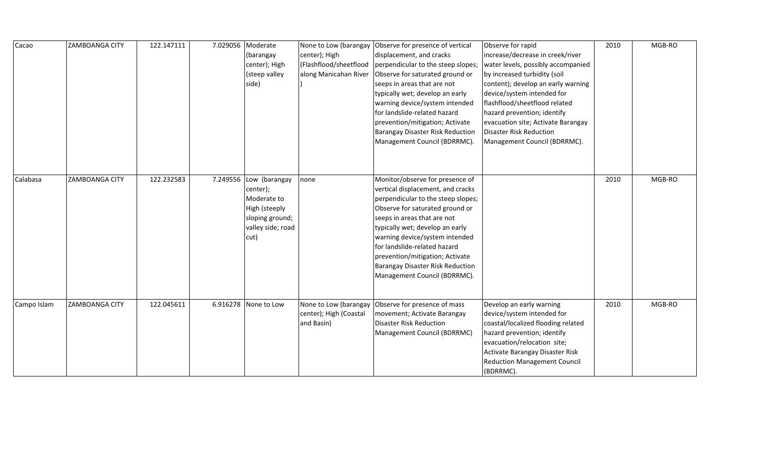| Cacao | ZAMBOANGA CITY | 122.147111 | 7.029056 | Moderate (barangay center); High (steep valley side) | None to Low (barangay center); High (Flashflood/sheetflood along Manicahan River ) | Observe for presence of vertical displacement, and cracks perpendicular to the steep slopes; Observe for saturated ground or seeps in areas that are not typically wet; develop an early warning device/system intended for landslide-related hazard prevention/mitigation; Activate Barangay Disaster Risk Reduction Management Council (BDRRMC). | Observe for rapid increase/decrease in creek/river water levels, possibly accompanied by increased turbidity (soil content); develop an early warning device/system intended for flashflood/sheetflood related hazard prevention; identify evacuation site; Activate Barangay Disaster Risk Reduction Management Council (BDRRMC). | 2010 | MGB-RO |
|---|---|---|---|---|---|---|---|---|---|
| Calabasa | ZAMBOANGA CITY | 122.232583 | 7.249556 | Low (barangay center); Moderate to High (steeply sloping ground; valley side; road cut) | none | Monitor/observe for presence of vertical displacement, and cracks perpendicular to the steep slopes; Observe for saturated ground or seeps in areas that are not typically wet; develop an early warning device/system intended for landslide-related hazard prevention/mitigation; Activate Barangay Disaster Risk Reduction Management Council (BDRRMC). | | 2010 | MGB-RO |
| Campo Islam | ZAMBOANGA CITY | 122.045611 | 6.916278 | None to Low | None to Low (barangay center); High (Coastal and Basin) | Observe for presence of mass movement; Activate Barangay Disaster Risk Reduction Management Council (BDRRMC) | Develop an early warning device/system intended for coastal/localized flooding related hazard prevention; identify evacuation/relocation site; Activate Barangay Disaster Risk Reduction Management Council (BDRRMC). | 2010 | MGB-RO |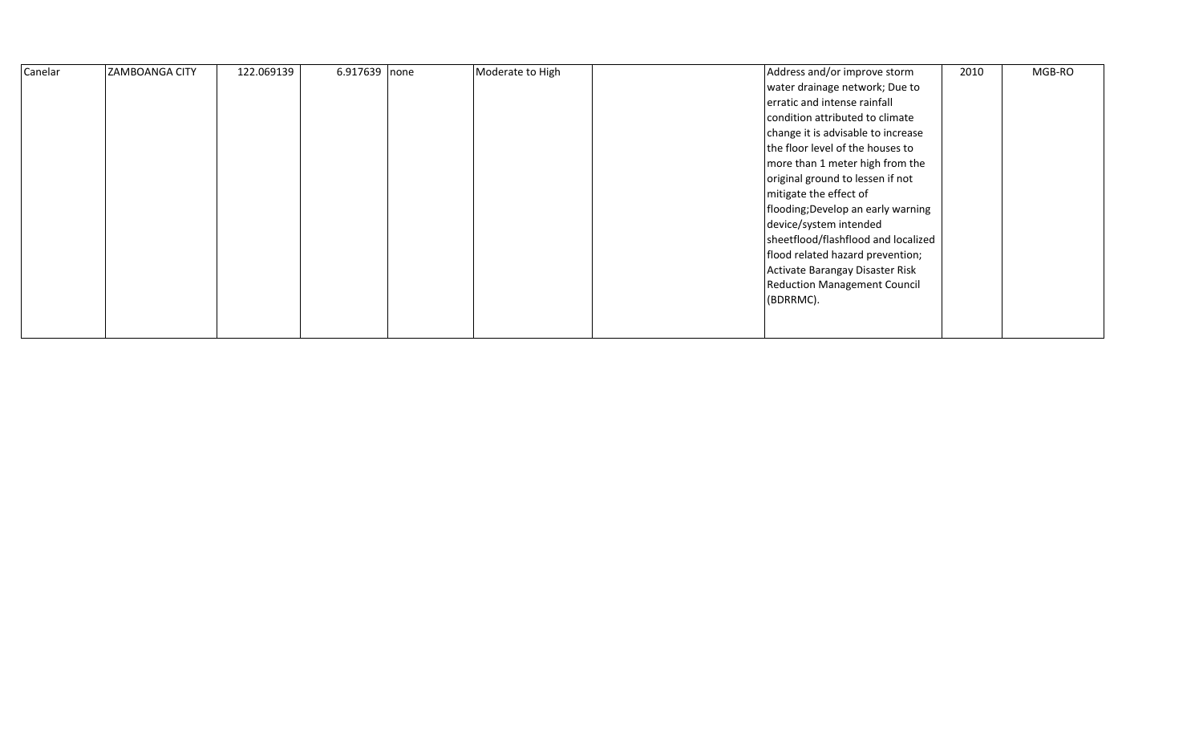| | | | | | | | | | |
|---|---|---|---|---|---|---|---|---|---|
| Canelar | ZAMBOANGA CITY | 122.069139 | 6.917639 | none | Moderate to High | | Address and/or improve storm water drainage network; Due to erratic and intense rainfall condition attributed to climate change it is advisable to increase the floor level of the houses to more than 1 meter high from the original ground to lessen if not mitigate the effect of flooding;Develop an early warning device/system intended sheetflood/flashflood and localized flood related hazard prevention; Activate Barangay Disaster Risk Reduction Management Council (BDRRMC). | 2010 | MGB-RO |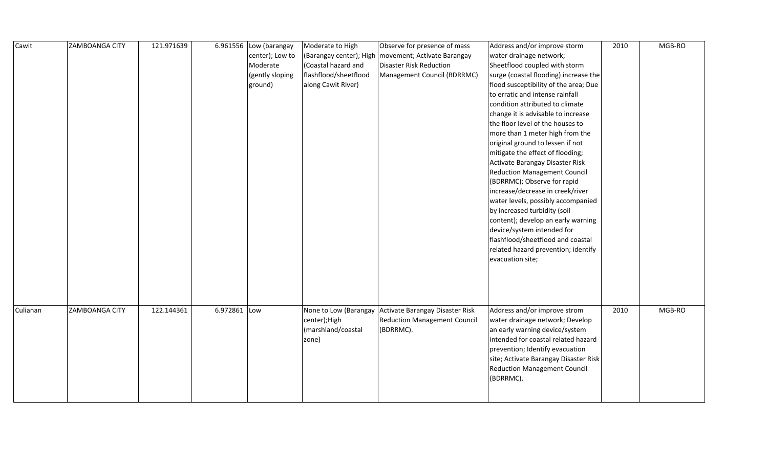| | | | | | | | | | |
|---|---|---|---|---|---|---|---|---|---|
| Cawit | ZAMBOANGA CITY | 121.971639 | 6.961556 | Low (barangay center); Low to Moderate (gently sloping ground) | Moderate to High (Barangay center); High (Coastal hazard and flashflood/sheetflood along Cawit River) | Observe for presence of mass movement; Activate Barangay Disaster Risk Reduction Management Council (BDRRMC) | Address and/or improve storm water drainage network; Sheetflood coupled with storm surge (coastal flooding) increase the flood susceptibility of the area; Due to erratic and intense rainfall condition attributed to climate change it is advisable to increase the floor level of the houses to more than 1 meter high from the original ground to lessen if not mitigate the effect of flooding; Activate Barangay Disaster Risk Reduction Management Council (BDRRMC); Observe for rapid increase/decrease in creek/river water levels, possibly accompanied by increased turbidity (soil content); develop an early warning device/system intended for flashflood/sheetflood and coastal related hazard prevention; identify evacuation site; | 2010 | MGB-RO |
| Culianan | ZAMBOANGA CITY | 122.144361 | 6.972861 | Low | None to Low (Barangay center);High (marshland/coastal zone) | Activate Barangay Disaster Risk Reduction Management Council (BDRRMC). | Address and/or improve strom water drainage network; Develop an early warning device/system intended for coastal related hazard prevention; Identify evacuation site; Activate Barangay Disaster Risk Reduction Management Council (BDRRMC). | 2010 | MGB-RO |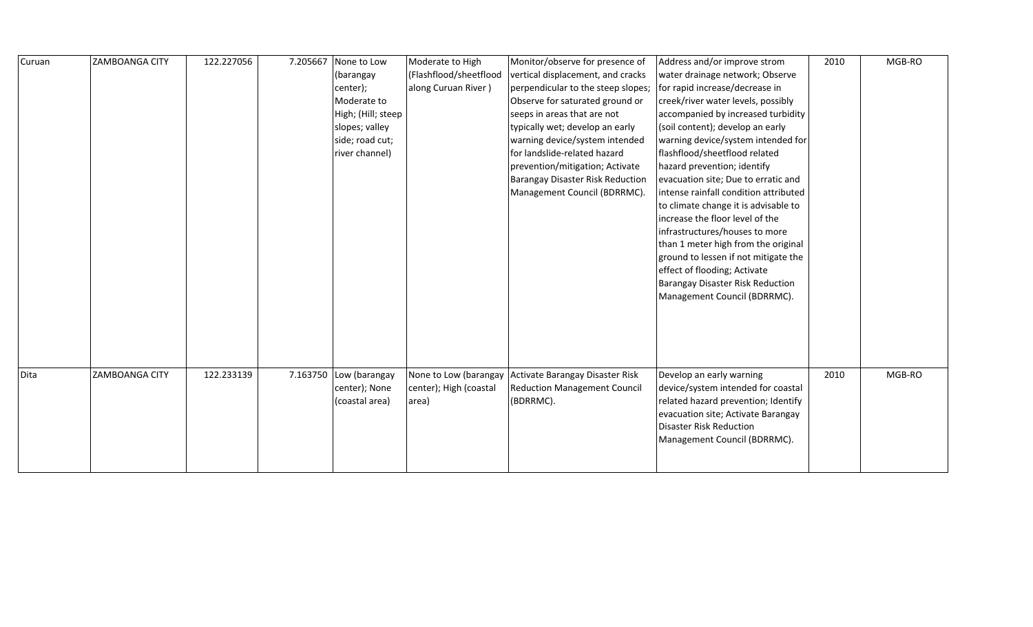| | | | | | | | | | |
|---|---|---|---|---|---|---|---|---|---|
| Curuan | ZAMBOANGA CITY | 122.227056 | 7.205667 | None to Low (barangay center); Moderate to High; (Hill; steep slopes; valley side; road cut; river channel) | Moderate to High (Flashflood/sheetflood along Curuan River ) | Monitor/observe for presence of vertical displacement, and cracks perpendicular to the steep slopes; Observe for saturated ground or seeps in areas that are not typically wet; develop an early warning device/system intended for landslide-related hazard prevention/mitigation; Activate Barangay Disaster Risk Reduction Management Council (BDRRMC). | Address and/or improve strom water drainage network; Observe for rapid increase/decrease in creek/river water levels, possibly accompanied by increased turbidity (soil content); develop an early warning device/system intended for flashflood/sheetflood related hazard prevention; identify evacuation site; Due to erratic and intense rainfall condition attributed to climate change it is advisable to increase the floor level of the infrastructures/houses to more than 1 meter high from the original ground to lessen if not mitigate the effect of flooding; Activate Barangay Disaster Risk Reduction Management Council (BDRRMC). | 2010 | MGB-RO |
| Dita | ZAMBOANGA CITY | 122.233139 | 7.163750 | Low (barangay center); None (coastal area) | None to Low (barangay center); High (coastal area) | Activate Barangay Disaster Risk Reduction Management Council (BDRRMC). | Develop an early warning device/system intended for coastal related hazard prevention; Identify evacuation site; Activate Barangay Disaster Risk Reduction Management Council (BDRRMC). | 2010 | MGB-RO |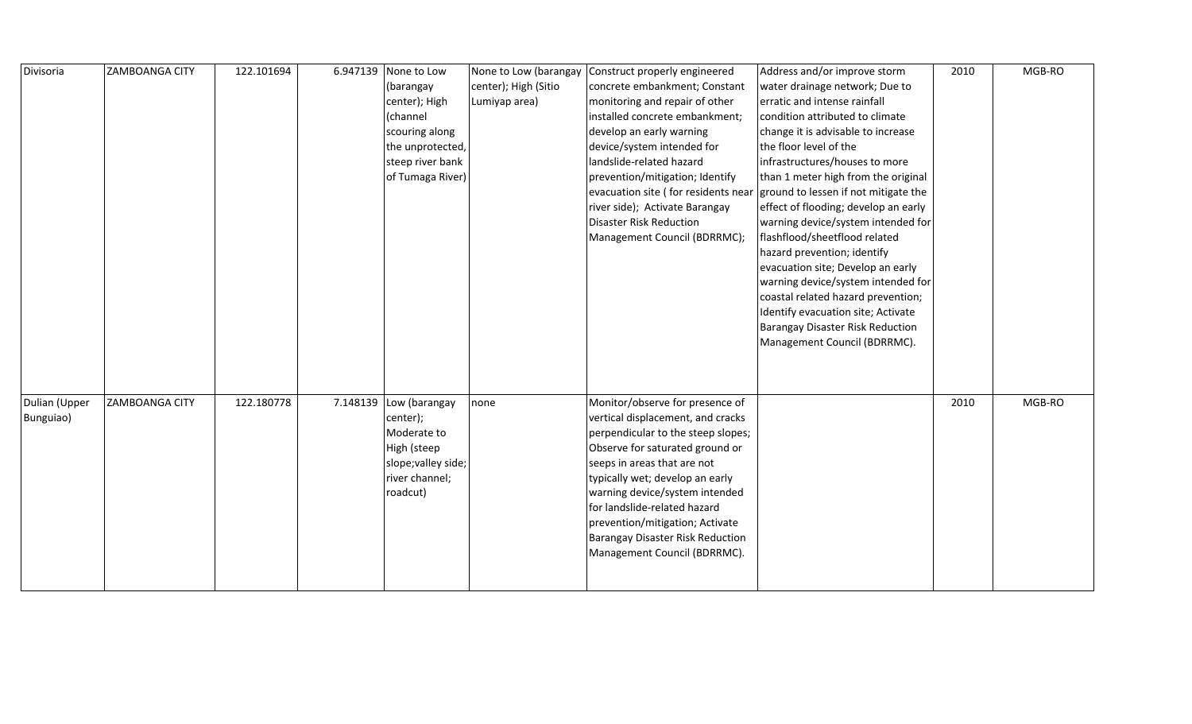| | | | | | | | | | |
|---|---|---|---|---|---|---|---|---|---|
| Divisoria | ZAMBOANGA CITY | 122.101694 | 6.947139 | None to Low (barangay center); High (channel scouring along the unprotected, steep river bank of Tumaga River) | None to Low (barangay center); High (Sitio Lumiyap area) | Construct properly engineered concrete embankment; Constant monitoring and repair of other installed concrete embankment; develop an early warning device/system intended for landslide-related hazard prevention/mitigation; Identify evacuation site ( for residents near river side); Activate Barangay Disaster Risk Reduction Management Council (BDRRMC); | Address and/or improve storm water drainage network; Due to erratic and intense rainfall condition attributed to climate change it is advisable to increase the floor level of the infrastructures/houses to more than 1 meter high from the original ground to lessen if not mitigate the effect of flooding; develop an early warning device/system intended for flashflood/sheetflood related hazard prevention; identify evacuation site; Develop an early warning device/system intended for coastal related hazard prevention; Identify evacuation site; Activate Barangay Disaster Risk Reduction Management Council (BDRRMC). | 2010 | MGB-RO |
| Dulian (Upper Bunguiao) | ZAMBOANGA CITY | 122.180778 | 7.148139 | Low (barangay center); Moderate to High (steep slope;valley side; river channel; roadcut) | none | Monitor/observe for presence of vertical displacement, and cracks perpendicular to the steep slopes; Observe for saturated ground or seeps in areas that are not typically wet; develop an early warning device/system intended for landslide-related hazard prevention/mitigation; Activate Barangay Disaster Risk Reduction Management Council (BDRRMC). | | 2010 | MGB-RO |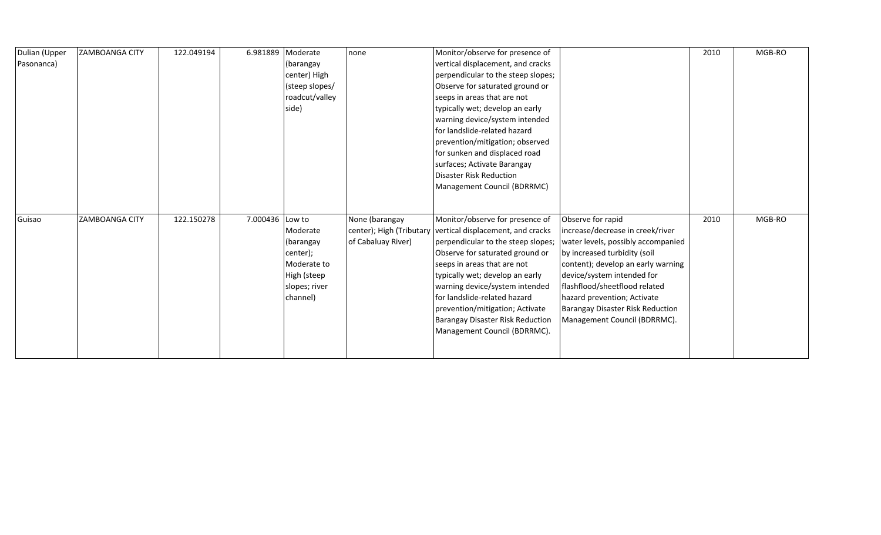| | | | | | | | | | |
|---|---|---|---|---|---|---|---|---|---|
| Dulian (Upper Pasonanca) | ZAMBOANGA CITY | 122.049194 | 6.981889 | Moderate (barangay center) High (steep slopes/ roadcut/valley side) | none | Monitor/observe for presence of vertical displacement, and cracks perpendicular to the steep slopes; Observe for saturated ground or seeps in areas that are not typically wet; develop an early warning device/system intended for landslide-related hazard prevention/mitigation; observed for sunken and displaced road surfaces; Activate Barangay Disaster Risk Reduction Management Council (BDRRMC) | | 2010 | MGB-RO |
| Guisao | ZAMBOANGA CITY | 122.150278 | 7.000436 | Low to Moderate (barangay center); Moderate to High (steep slopes; river channel) | None (barangay center); High (Tributary of Cabaluay River) | Monitor/observe for presence of vertical displacement, and cracks perpendicular to the steep slopes; Observe for saturated ground or seeps in areas that are not typically wet; develop an early warning device/system intended for landslide-related hazard prevention/mitigation; Activate Barangay Disaster Risk Reduction Management Council (BDRRMC). | Observe for rapid increase/decrease in creek/river water levels, possibly accompanied by increased turbidity (soil content); develop an early warning device/system intended for flashflood/sheetflood related hazard prevention; Activate Barangay Disaster Risk Reduction Management Council (BDRRMC). | 2010 | MGB-RO |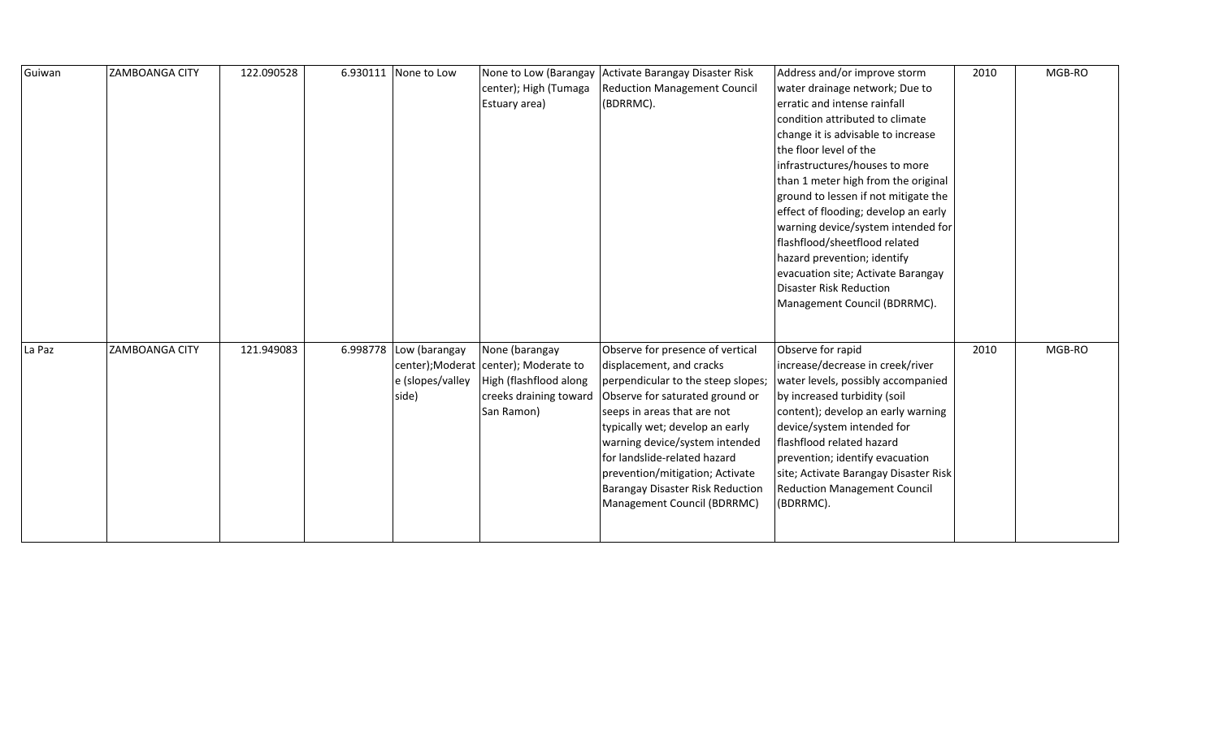| Guiwan | ZAMBOANGA CITY | 122.090528 | 6.930111 | None to Low | None to Low (Barangay center); High (Tumaga Estuary area) | Activate Barangay Disaster Risk Reduction Management Council (BDRRMC). | Address and/or improve storm water drainage network; Due to erratic and intense rainfall condition attributed to climate change it is advisable to increase the floor level of the infrastructures/houses to more than 1 meter high from the original ground to lessen if not mitigate the effect of flooding; develop an early warning device/system intended for flashflood/sheetflood related hazard prevention; identify evacuation site; Activate Barangay Disaster Risk Reduction Management Council (BDRRMC). | 2010 | MGB-RO |
|---|---|---|---|---|---|---|---|---|---|
| La Paz | ZAMBOANGA CITY | 121.949083 | 6.998778 | Low (barangay center);Moderate (slopes/valley side) | None (barangay center); Moderate to High (flashflood along creeks draining toward San Ramon) | Observe for presence of vertical displacement, and cracks perpendicular to the steep slopes; Observe for saturated ground or seeps in areas that are not typically wet; develop an early warning device/system intended for landslide-related hazard prevention/mitigation; Activate Barangay Disaster Risk Reduction Management Council (BDRRMC) | Observe for rapid increase/decrease in creek/river water levels, possibly accompanied by increased turbidity (soil content); develop an early warning device/system intended for flashflood related hazard prevention; identify evacuation site; Activate Barangay Disaster Risk Reduction Management Council (BDRRMC). | 2010 | MGB-RO |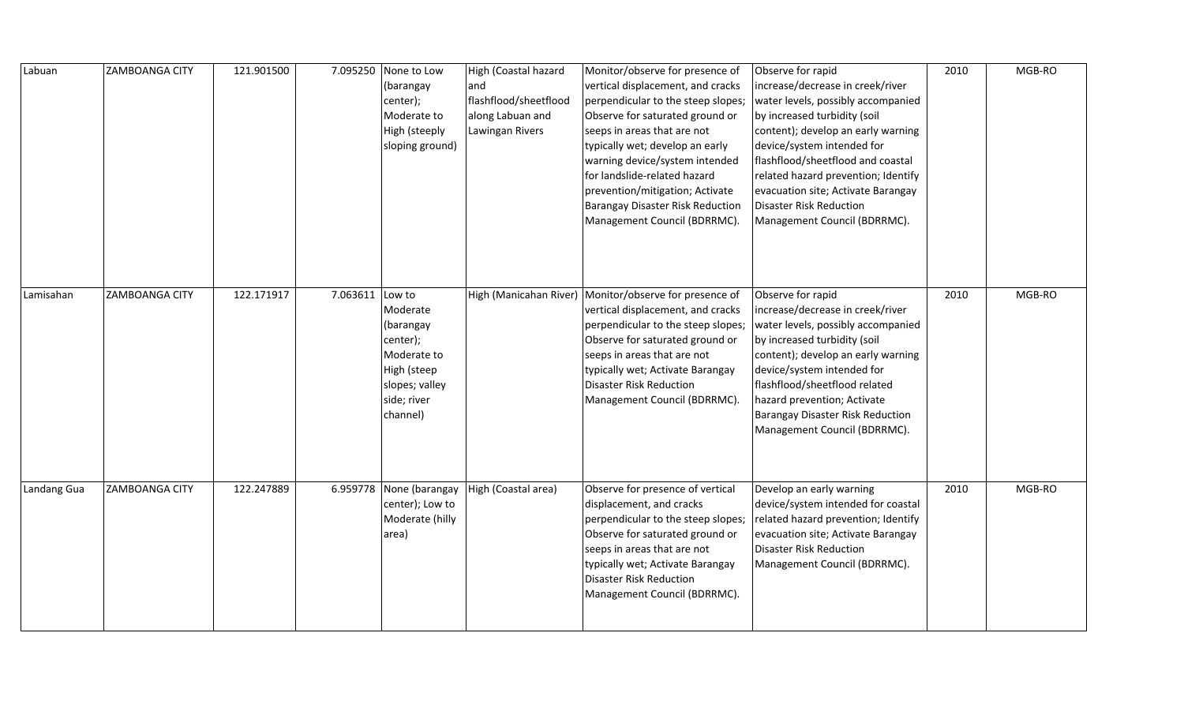| Labuan | ZAMBOANGA CITY | 121.901500 | 7.095250 | None to Low (barangay center); Moderate to High (steeply sloping ground) | High (Coastal hazard and flashflood/sheetflood along Labuan and Lawingan Rivers | Monitor/observe for presence of vertical displacement, and cracks perpendicular to the steep slopes; Observe for saturated ground or seeps in areas that are not typically wet; develop an early warning device/system intended for landslide-related hazard prevention/mitigation; Activate Barangay Disaster Risk Reduction Management Council (BDRRMC). | Observe for rapid increase/decrease in creek/river water levels, possibly accompanied by increased turbidity (soil content); develop an early warning device/system intended for flashflood/sheetflood and coastal related hazard prevention; Identify evacuation site; Activate Barangay Disaster Risk Reduction Management Council (BDRRMC). | 2010 | MGB-RO |
|---|---|---|---|---|---|---|---|---|---|
| Lamisahan | ZAMBOANGA CITY | 122.171917 | 7.063611 | Low to Moderate (barangay center); Moderate to High (steep slopes; valley side; river channel) | High (Manicahan River) | Monitor/observe for presence of vertical displacement, and cracks perpendicular to the steep slopes; Observe for saturated ground or seeps in areas that are not typically wet; Activate Barangay Disaster Risk Reduction Management Council (BDRRMC). | Observe for rapid increase/decrease in creek/river water levels, possibly accompanied by increased turbidity (soil content); develop an early warning device/system intended for flashflood/sheetflood related hazard prevention; Activate Barangay Disaster Risk Reduction Management Council (BDRRMC). | 2010 | MGB-RO |
| Landang Gua | ZAMBOANGA CITY | 122.247889 | 6.959778 | None (barangay center); Low to Moderate (hilly area) | High (Coastal area) | Observe for presence of vertical displacement, and cracks perpendicular to the steep slopes; Observe for saturated ground or seeps in areas that are not typically wet; Activate Barangay Disaster Risk Reduction Management Council (BDRRMC). | Develop an early warning device/system intended for coastal related hazard prevention; Identify evacuation site; Activate Barangay Disaster Risk Reduction Management Council (BDRRMC). | 2010 | MGB-RO |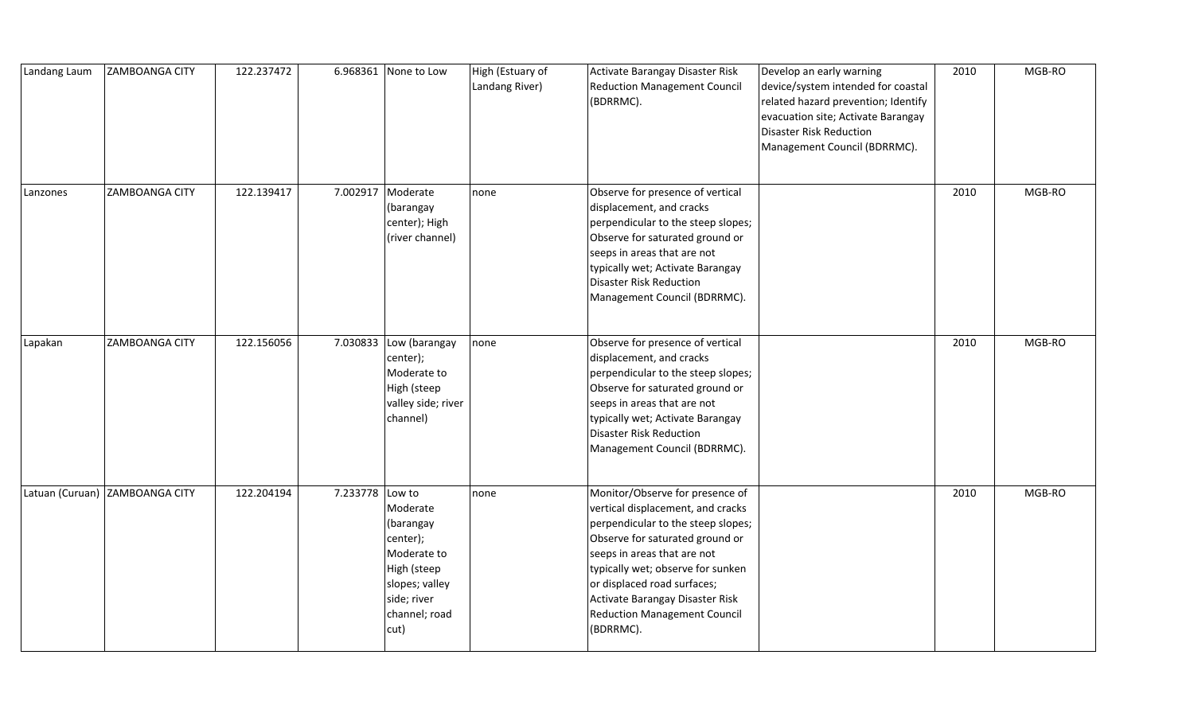| | | | | | | | | | |
|---|---|---|---|---|---|---|---|---|---|
| Landang Laum | ZAMBOANGA CITY | 122.237472 | 6.968361 | None to Low | High (Estuary of Landang River) | Activate Barangay Disaster Risk Reduction Management Council (BDRRMC). | Develop an early warning device/system intended for coastal related hazard prevention; Identify evacuation site; Activate Barangay Disaster Risk Reduction Management Council (BDRRMC). | 2010 | MGB-RO |
| Lanzones | ZAMBOANGA CITY | 122.139417 | 7.002917 | Moderate (barangay center); High (river channel) | none | Observe for presence of vertical displacement, and cracks perpendicular to the steep slopes; Observe for saturated ground or seeps in areas that are not typically wet; Activate Barangay Disaster Risk Reduction Management Council (BDRRMC). | | 2010 | MGB-RO |
| Lapakan | ZAMBOANGA CITY | 122.156056 | 7.030833 | Low (barangay center); Moderate to High (steep valley side; river channel) | none | Observe for presence of vertical displacement, and cracks perpendicular to the steep slopes; Observe for saturated ground or seeps in areas that are not typically wet; Activate Barangay Disaster Risk Reduction Management Council (BDRRMC). | | 2010 | MGB-RO |
| Latuan (Curuan) | ZAMBOANGA CITY | 122.204194 | 7.233778 | Low to Moderate (barangay center); Moderate to High (steep slopes; valley side; river channel; road cut) | none | Monitor/Observe for presence of vertical displacement, and cracks perpendicular to the steep slopes; Observe for saturated ground or seeps in areas that are not typically wet; observe for sunken or displaced road surfaces; Activate Barangay Disaster Risk Reduction Management Council (BDRRMC). | | 2010 | MGB-RO |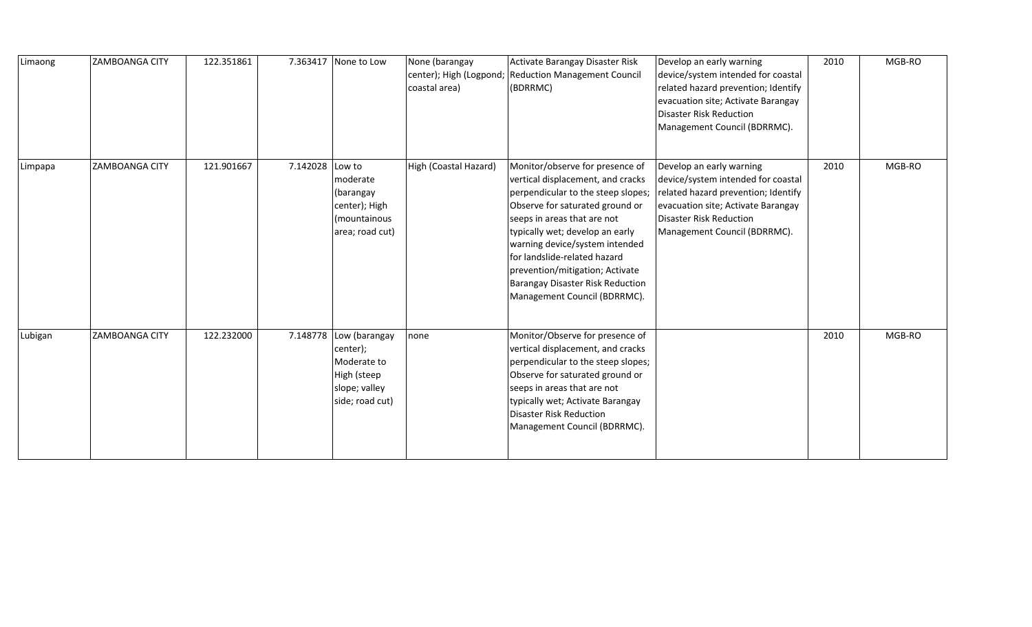| Limaong | ZAMBOANGA CITY | 122.351861 | 7.363417 | None to Low | None (barangay center); High (Logpond; coastal area) | Activate Barangay Disaster Risk Reduction Management Council (BDRRMC) | Develop an early warning device/system intended for coastal related hazard prevention; Identify evacuation site; Activate Barangay Disaster Risk Reduction Management Council (BDRRMC). | 2010 | MGB-RO |
|---|---|---|---|---|---|---|---|---|---|
| Limpapa | ZAMBOANGA CITY | 121.901667 | 7.142028 | Low to moderate (barangay center); High (mountainous area; road cut) | High (Coastal Hazard) | Monitor/observe for presence of vertical displacement, and cracks perpendicular to the steep slopes; Observe for saturated ground or seeps in areas that are not typically wet; develop an early warning device/system intended for landslide-related hazard prevention/mitigation; Activate Barangay Disaster Risk Reduction Management Council (BDRRMC). | Develop an early warning device/system intended for coastal related hazard prevention; Identify evacuation site; Activate Barangay Disaster Risk Reduction Management Council (BDRRMC). | 2010 | MGB-RO |
| Lubigan | ZAMBOANGA CITY | 122.232000 | 7.148778 | Low (barangay center); Moderate to High (steep slope; valley side; road cut) | none | Monitor/Observe for presence of vertical displacement, and cracks perpendicular to the steep slopes; Observe for saturated ground or seeps in areas that are not typically wet; Activate Barangay Disaster Risk Reduction Management Council (BDRRMC). | | 2010 | MGB-RO |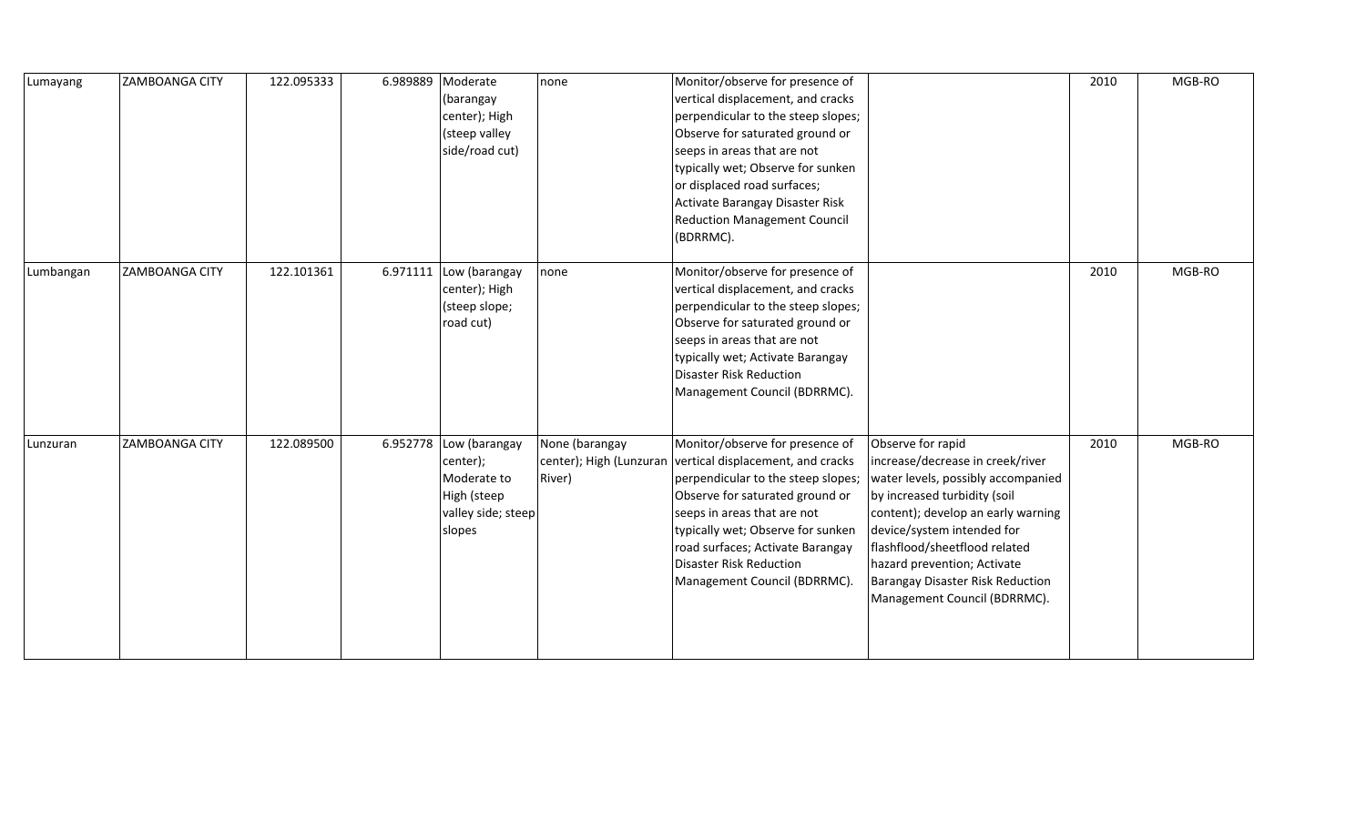| | | | | | | | | | |
|---|---|---|---|---|---|---|---|---|---|
| Lumayang | ZAMBOANGA CITY | 122.095333 | 6.989889 | Moderate (barangay center); High (steep valley side/road cut) | none | Monitor/observe for presence of vertical displacement, and cracks perpendicular to the steep slopes; Observe for saturated ground or seeps in areas that are not typically wet; Observe for sunken or displaced road surfaces; Activate Barangay Disaster Risk Reduction Management Council (BDRRMC). | | 2010 | MGB-RO |
| Lumbangan | ZAMBOANGA CITY | 122.101361 | 6.971111 | Low (barangay center); High (steep slope; road cut) | none | Monitor/observe for presence of vertical displacement, and cracks perpendicular to the steep slopes; Observe for saturated ground or seeps in areas that are not typically wet; Activate Barangay Disaster Risk Reduction Management Council (BDRRMC). | | 2010 | MGB-RO |
| Lunzuran | ZAMBOANGA CITY | 122.089500 | 6.952778 | Low (barangay center); Moderate to High (steep valley side; steep slopes | None (barangay center); High (Lunzuran River) | Monitor/observe for presence of vertical displacement, and cracks perpendicular to the steep slopes; Observe for saturated ground or seeps in areas that are not typically wet; Observe for sunken road surfaces; Activate Barangay Disaster Risk Reduction Management Council (BDRRMC). | Observe for rapid increase/decrease in creek/river water levels, possibly accompanied by increased turbidity (soil content); develop an early warning device/system intended for flashflood/sheetflood related hazard prevention; Activate Barangay Disaster Risk Reduction Management Council (BDRRMC). | 2010 | MGB-RO |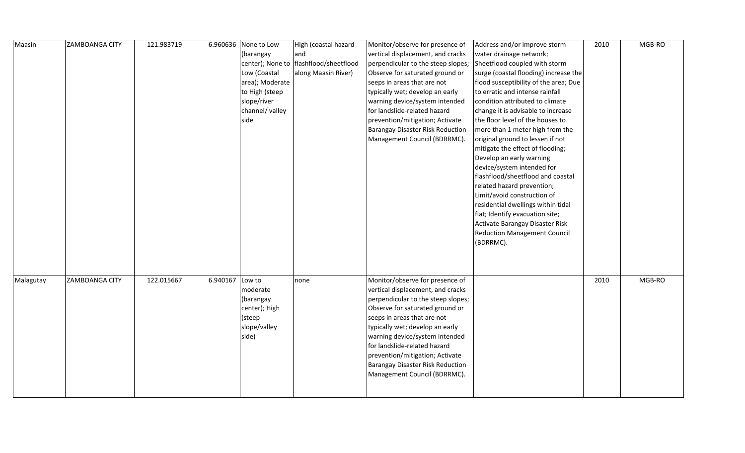| Maasin | ZAMBOANGA CITY | 121.983719 | 6.960636 | None to Low (barangay center); None to Low (Coastal area); Moderate to High (steep slope/river channel/ valley side | High (coastal hazard and flashflood/sheetflood along Maasin River) | Monitor/observe for presence of vertical displacement, and cracks perpendicular to the steep slopes; Observe for saturated ground or seeps in areas that are not typically wet; develop an early warning device/system intended for landslide-related hazard prevention/mitigation; Activate Barangay Disaster Risk Reduction Management Council (BDRRMC). | Address and/or improve storm water drainage network; Sheetflood coupled with storm surge (coastal flooding) increase the flood susceptibility of the area; Due to erratic and intense rainfall condition attributed to climate change it is advisable to increase the floor level of the houses to more than 1 meter high from the original ground to lessen if not mitigate the effect of flooding; Develop an early warning device/system intended for flashflood/sheetflood and coastal related hazard prevention; Limit/avoid construction of residential dwellings within tidal flat; Identify evacuation site; Activate Barangay Disaster Risk Reduction Management Council (BDRRMC). | 2010 | MGB-RO |
|---|---|---|---|---|---|---|---|---|---|
| Malagutay | ZAMBOANGA CITY | 122.015667 | 6.940167 | Low to moderate (barangay center); High (steep slope/valley side) | none | Monitor/observe for presence of vertical displacement, and cracks perpendicular to the steep slopes; Observe for saturated ground or seeps in areas that are not typically wet; develop an early warning device/system intended for landslide-related hazard prevention/mitigation; Activate Barangay Disaster Risk Reduction Management Council (BDRRMC). | | 2010 | MGB-RO |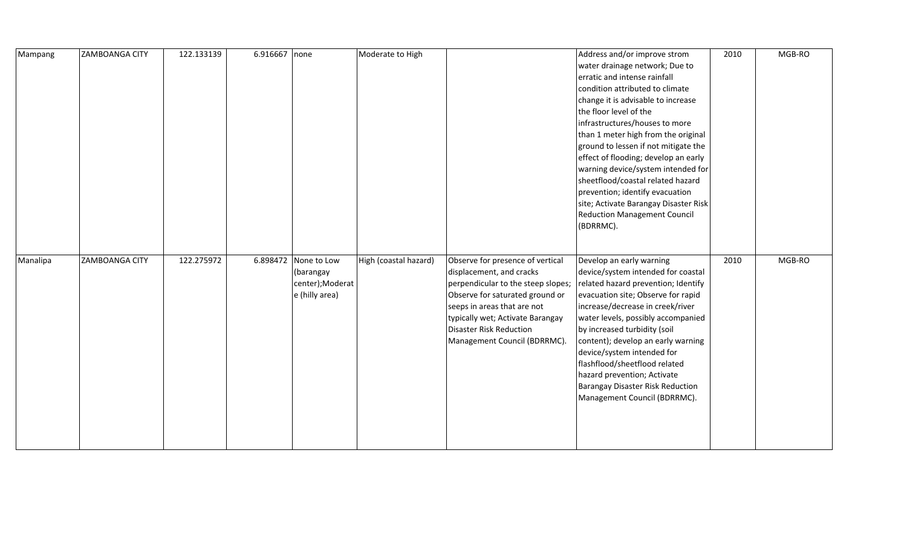| Mampang | ZAMBOANGA CITY | 122.133139 | 6.916667 | none | Moderate to High | | Address and/or improve strom water drainage network; Due to erratic and intense rainfall condition attributed to climate change it is advisable to increase the floor level of the infrastructures/houses to more than 1 meter high from the original ground to lessen if not mitigate the effect of flooding; develop an early warning device/system intended for sheetflood/coastal related hazard prevention; identify evacuation site; Activate Barangay Disaster Risk Reduction Management Council (BDRRMC). | 2010 | MGB-RO |
|---|---|---|---|---|---|---|---|---|---|
| Manalipa | ZAMBOANGA CITY | 122.275972 | 6.898472 | None to Low (barangay center);Moderate (hilly area) | High (coastal hazard) | Observe for presence of vertical displacement, and cracks perpendicular to the steep slopes; Observe for saturated ground or seeps in areas that are not typically wet; Activate Barangay Disaster Risk Reduction Management Council (BDRRMC). | Develop an early warning device/system intended for coastal related hazard prevention; Identify evacuation site; Observe for rapid increase/decrease in creek/river water levels, possibly accompanied by increased turbidity (soil content); develop an early warning device/system intended for flashflood/sheetflood related hazard prevention; Activate Barangay Disaster Risk Reduction Management Council (BDRRMC). | 2010 | MGB-RO |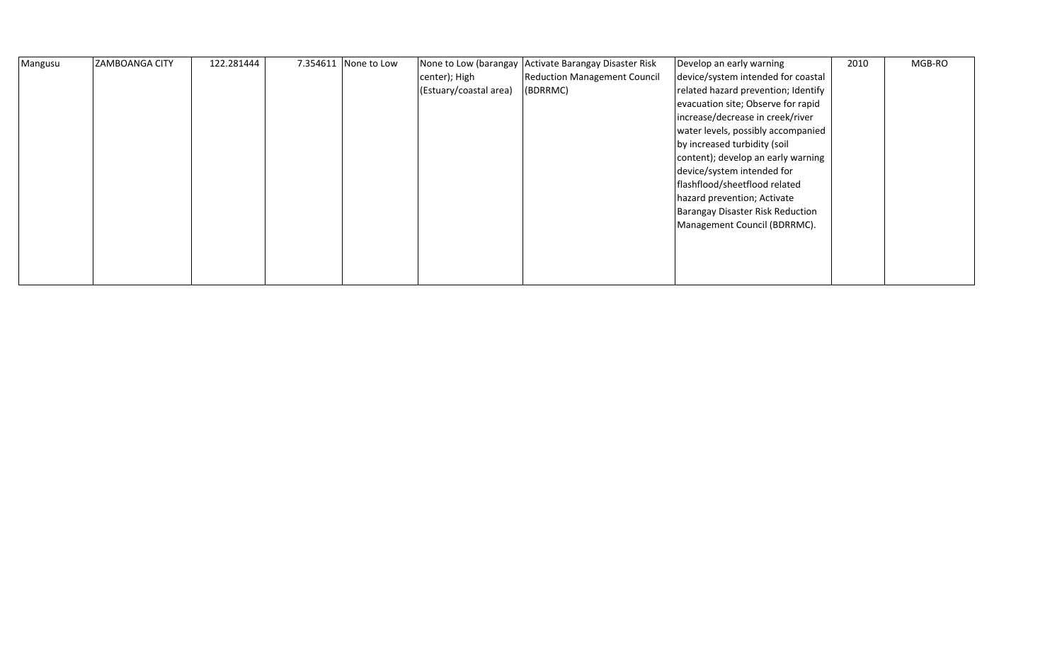| Mangusu | ZAMBOANGA CITY | 122.281444 | 7.354611 | None to Low | None to Low (barangay center); High (Estuary/coastal area) | Activate Barangay Disaster Risk Reduction Management Council (BDRRMC) | Develop an early warning device/system intended for coastal related hazard prevention; Identify evacuation site; Observe for rapid increase/decrease in creek/river water levels, possibly accompanied by increased turbidity (soil content); develop an early warning device/system intended for flashflood/sheetflood related hazard prevention; Activate Barangay Disaster Risk Reduction Management Council (BDRRMC). | 2010 | MGB-RO |
|---|---|---|---|---|---|---|---|---|---|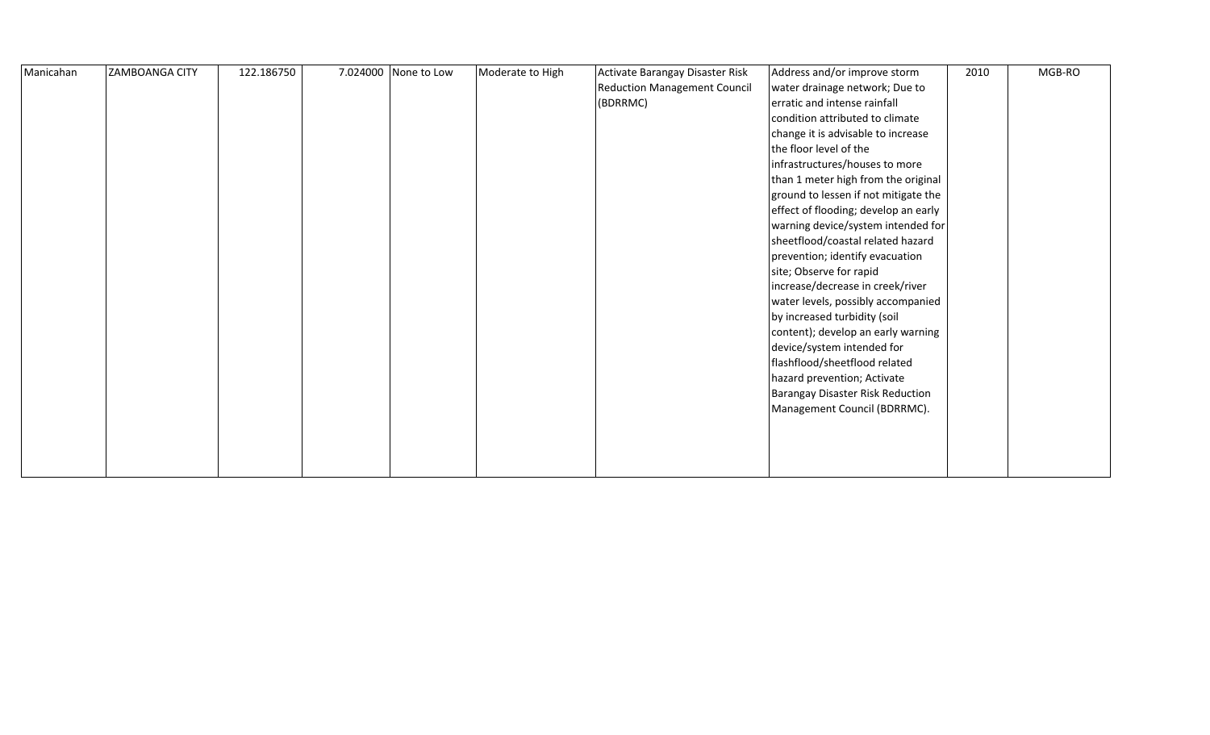| Manicahan | ZAMBOANGA CITY | 122.186750 | 7.024000 | None to Low | Moderate to High | Activate Barangay Disaster Risk Reduction Management Council (BDRRMC) | Address and/or improve storm water drainage network; Due to erratic and intense rainfall condition attributed to climate change it is advisable to increase the floor level of the infrastructures/houses to more than 1 meter high from the original ground to lessen if not mitigate the effect of flooding; develop an early warning device/system intended for sheetflood/coastal related hazard prevention; identify evacuation site; Observe for rapid increase/decrease in creek/river water levels, possibly accompanied by increased turbidity (soil content); develop an early warning device/system intended for flashflood/sheetflood related hazard prevention; Activate Barangay Disaster Risk Reduction Management Council (BDRRMC). | 2010 | MGB-RO |
|---|---|---|---|---|---|---|---|---|---|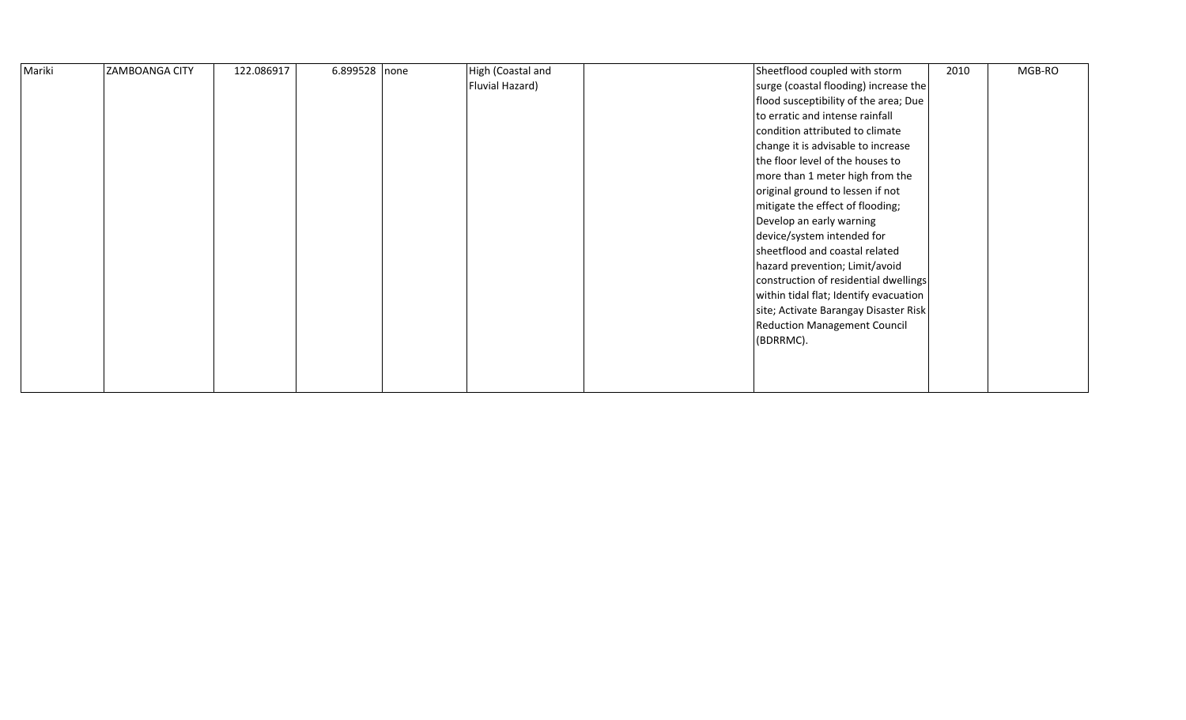| Mariki | ZAMBOANGA CITY | 122.086917 | 6.899528 | none | High (Coastal and Fluvial Hazard) | | Sheetflood coupled with storm surge (coastal flooding) increase the flood susceptibility of the area; Due to erratic and intense rainfall condition attributed to climate change it is advisable to increase the floor level of the houses to more than 1 meter high from the original ground to lessen if not mitigate the effect of flooding; Develop an early warning device/system intended for sheetflood and coastal related hazard prevention; Limit/avoid construction of residential dwellings within tidal flat; Identify evacuation site; Activate Barangay Disaster Risk Reduction Management Council (BDRRMC). | 2010 | MGB-RO |
|---|---|---|---|---|---|---|---|---|---|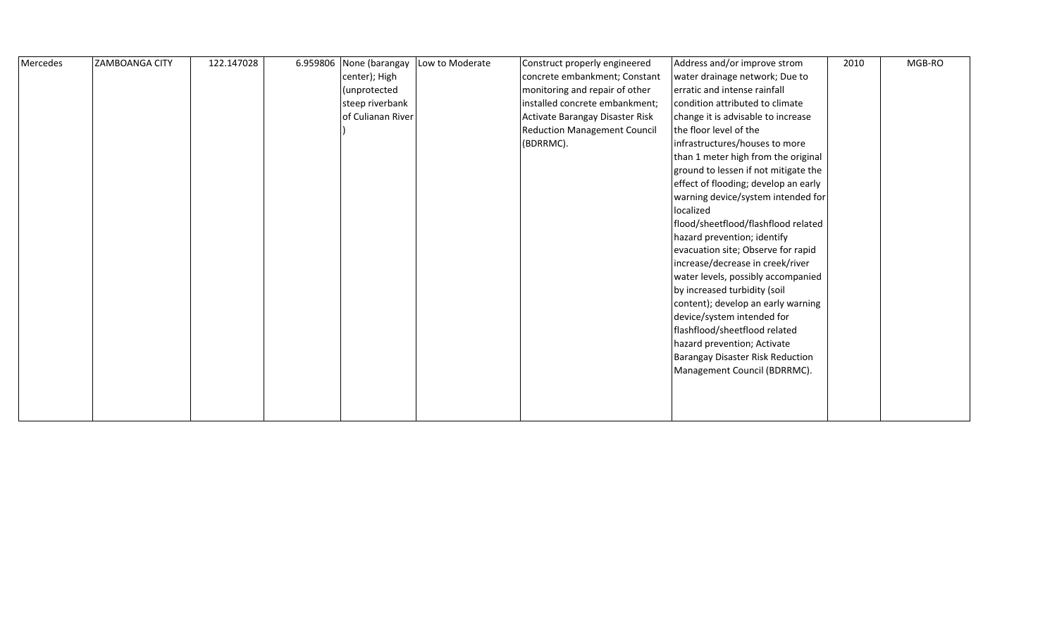| Mercedes | ZAMBOANGA CITY | 122.147028 | 6.959806 | None (barangay center); High (unprotected steep riverbank of Culianan River ) | Low to Moderate | Construct properly engineered concrete embankment; Constant monitoring and repair of other installed concrete embankment; Activate Barangay Disaster Risk Reduction Management Council (BDRRMC). | Address and/or improve strom water drainage network; Due to erratic and intense rainfall condition attributed to climate change it is advisable to increase the floor level of the infrastructures/houses to more than 1 meter high from the original ground to lessen if not mitigate the effect of flooding; develop an early warning device/system intended for localized flood/sheetflood/flashflood related hazard prevention; identify evacuation site; Observe for rapid increase/decrease in creek/river water levels, possibly accompanied by increased turbidity (soil content); develop an early warning device/system intended for flashflood/sheetflood related hazard prevention; Activate Barangay Disaster Risk Reduction Management Council (BDRRMC). | 2010 | MGB-RO |
|---|---|---|---|---|---|---|---|---|---|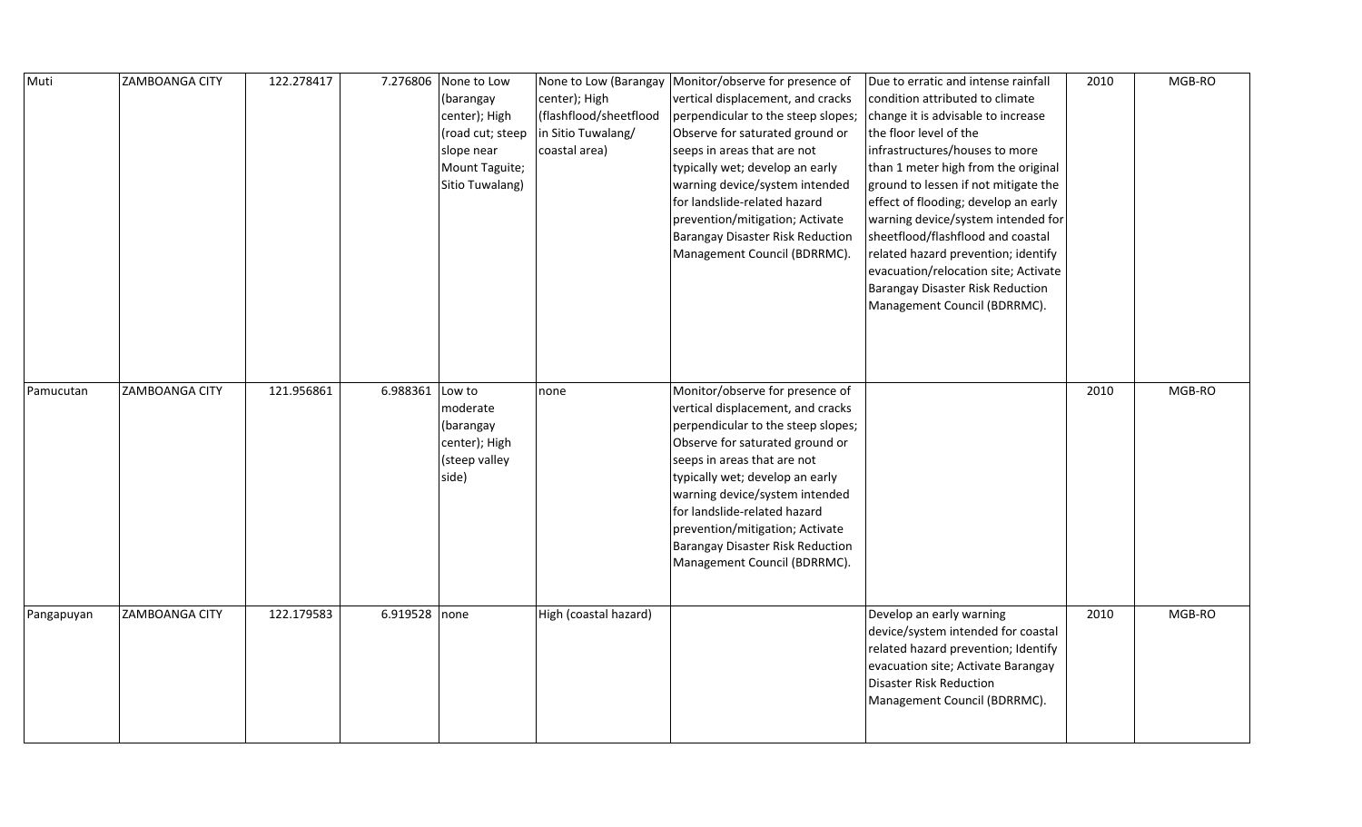| | | | | | | | | | |
|---|---|---|---|---|---|---|---|---|---|
| Muti | ZAMBOANGA CITY | 122.278417 | 7.276806 | None to Low (barangay center); High (road cut; steep slope near Mount Taguite; Sitio Tuwalang) | None to Low (Barangay center); High (flashflood/sheetflood in Sitio Tuwalang/ coastal area) | Monitor/observe for presence of vertical displacement, and cracks perpendicular to the steep slopes; Observe for saturated ground or seeps in areas that are not typically wet; develop an early warning device/system intended for landslide-related hazard prevention/mitigation; Activate Barangay Disaster Risk Reduction Management Council (BDRRMC). | Due to erratic and intense rainfall condition attributed to climate change it is advisable to increase the floor level of the infrastructures/houses to more than 1 meter high from the original ground to lessen if not mitigate the effect of flooding; develop an early warning device/system intended for sheetflood/flashflood and coastal related hazard prevention; identify evacuation/relocation site; Activate Barangay Disaster Risk Reduction Management Council (BDRRMC). | 2010 | MGB-RO |
| Pamucutan | ZAMBOANGA CITY | 121.956861 | 6.988361 | Low to moderate (barangay center); High (steep valley side) | none | Monitor/observe for presence of vertical displacement, and cracks perpendicular to the steep slopes; Observe for saturated ground or seeps in areas that are not typically wet; develop an early warning device/system intended for landslide-related hazard prevention/mitigation; Activate Barangay Disaster Risk Reduction Management Council (BDRRMC). | | 2010 | MGB-RO |
| Pangapuyan | ZAMBOANGA CITY | 122.179583 | 6.919528 | none | High (coastal hazard) | | Develop an early warning device/system intended for coastal related hazard prevention; Identify evacuation site; Activate Barangay Disaster Risk Reduction Management Council (BDRRMC). | 2010 | MGB-RO |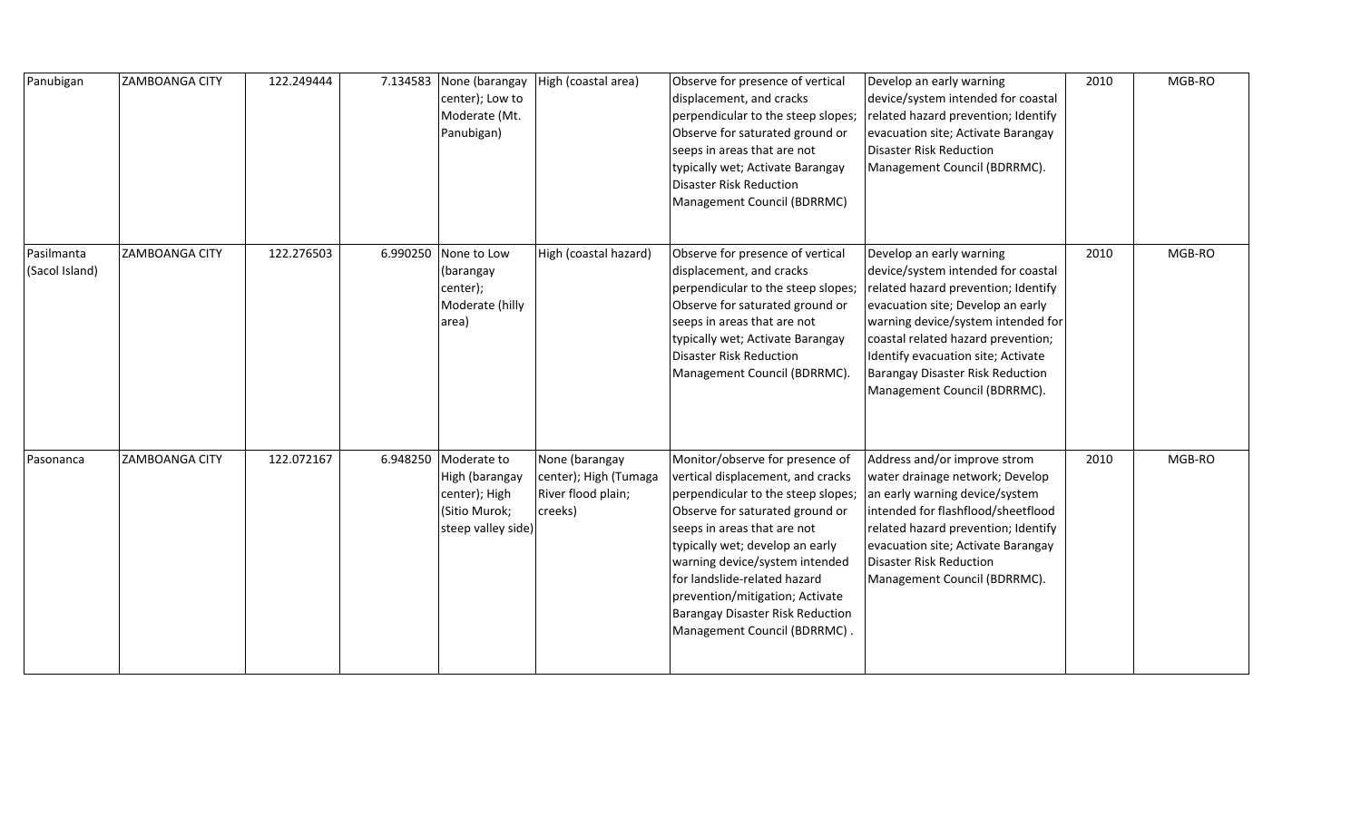| | | | | | | | | | |
|---|---|---|---|---|---|---|---|---|---|
| Panubigan | ZAMBOANGA CITY | 122.249444 | 7.134583 | None (barangay center); Low to Moderate (Mt. Panubigan) | High (coastal area) | Observe for presence of vertical displacement, and cracks perpendicular to the steep slopes; Observe for saturated ground or seeps in areas that are not typically wet; Activate Barangay Disaster Risk Reduction Management Council (BDRRMC) | Develop an early warning device/system intended for coastal related hazard prevention; Identify evacuation site; Activate Barangay Disaster Risk Reduction Management Council (BDRRMC). | 2010 | MGB-RO |
| Pasilmanta (Sacol Island) | ZAMBOANGA CITY | 122.276503 | 6.990250 | None to Low (barangay center); Moderate (hilly area) | High (coastal hazard) | Observe for presence of vertical displacement, and cracks perpendicular to the steep slopes; Observe for saturated ground or seeps in areas that are not typically wet; Activate Barangay Disaster Risk Reduction Management Council (BDRRMC). | Develop an early warning device/system intended for coastal related hazard prevention; Identify evacuation site; Develop an early warning device/system intended for coastal related hazard prevention; Identify evacuation site; Activate Barangay Disaster Risk Reduction Management Council (BDRRMC). | 2010 | MGB-RO |
| Pasonanca | ZAMBOANGA CITY | 122.072167 | 6.948250 | Moderate to High (barangay center); High (Sitio Murok; steep valley side) | None (barangay center); High (Tumaga River flood plain; creeks) | Monitor/observe for presence of vertical displacement, and cracks perpendicular to the steep slopes; Observe for saturated ground or seeps in areas that are not typically wet; develop an early warning device/system intended for landslide-related hazard prevention/mitigation; Activate Barangay Disaster Risk Reduction Management Council (BDRRMC) . | Address and/or improve strom water drainage network; Develop an early warning device/system intended for flashflood/sheetflood related hazard prevention; Identify evacuation site; Activate Barangay Disaster Risk Reduction Management Council (BDRRMC). | 2010 | MGB-RO |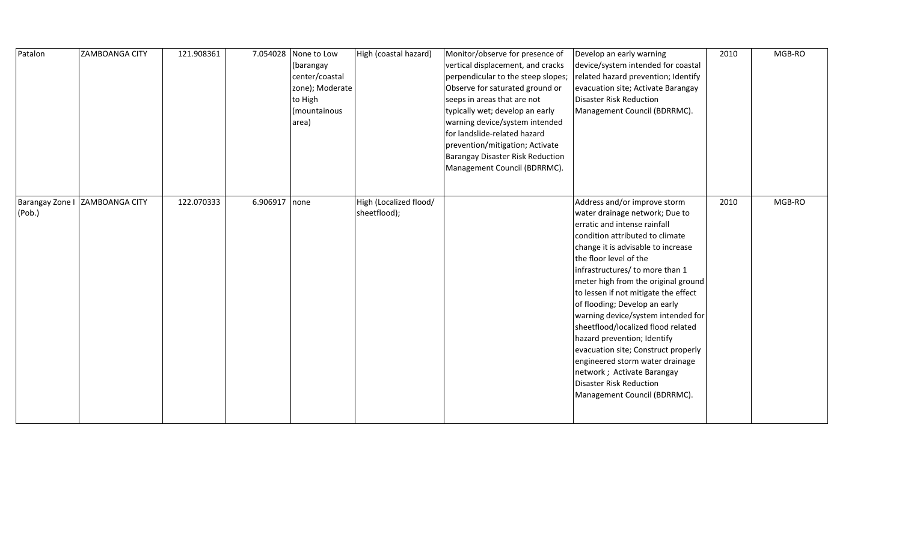| | | | | | | | | | |
|---|---|---|---|---|---|---|---|---|---|
| Patalon | ZAMBOANGA CITY | 121.908361 | 7.054028 | None to Low (barangay center/coastal zone); Moderate to High (mountainous area) | High (coastal hazard) | Monitor/observe for presence of vertical displacement, and cracks perpendicular to the steep slopes; Observe for saturated ground or seeps in areas that are not typically wet; develop an early warning device/system intended for landslide-related hazard prevention/mitigation; Activate Barangay Disaster Risk Reduction Management Council (BDRRMC). | Develop an early warning device/system intended for coastal related hazard prevention; Identify evacuation site; Activate Barangay Disaster Risk Reduction Management Council (BDRRMC). | 2010 | MGB-RO |
| Barangay Zone I (Pob.) | ZAMBOANGA CITY | 122.070333 | 6.906917 | none | High (Localized flood/ sheetflood); | | Address and/or improve storm water drainage network; Due to erratic and intense rainfall condition attributed to climate change it is advisable to increase the floor level of the infrastructures/ to more than 1 meter high from the original ground to lessen if not mitigate the effect of flooding; Develop an early warning device/system intended for sheetflood/localized flood related hazard prevention; Identify evacuation site; Construct properly engineered storm water drainage network ; Activate Barangay Disaster Risk Reduction Management Council (BDRRMC). | 2010 | MGB-RO |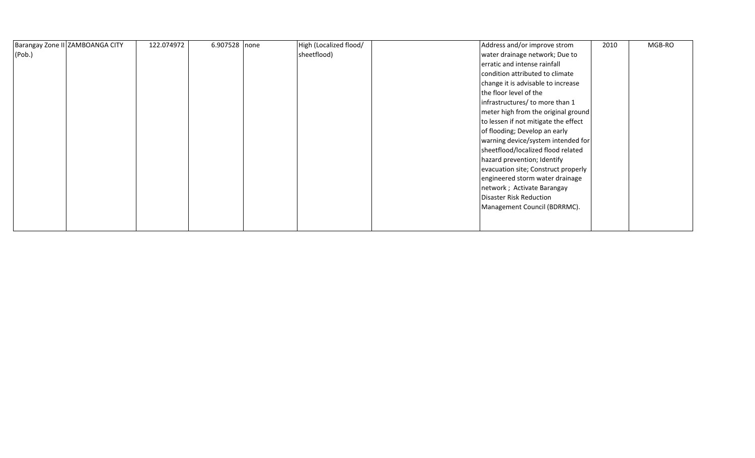| | | | | | | | | | |
|---|---|---|---|---|---|---|---|---|---|
| Barangay Zone II (Pob.) | ZAMBOANGA CITY | 122.074972 | 6.907528 | none | High (Localized flood/ sheetflood) | | Address and/or improve strom water drainage network; Due to erratic and intense rainfall condition attributed to climate change it is advisable to increase the floor level of the infrastructures/ to more than 1 meter high from the original ground to lessen if not mitigate the effect of flooding; Develop an early warning device/system intended for sheetflood/localized flood related hazard prevention; Identify evacuation site; Construct properly engineered storm water drainage network ; Activate Barangay Disaster Risk Reduction Management Council (BDRRMC). | 2010 | MGB-RO |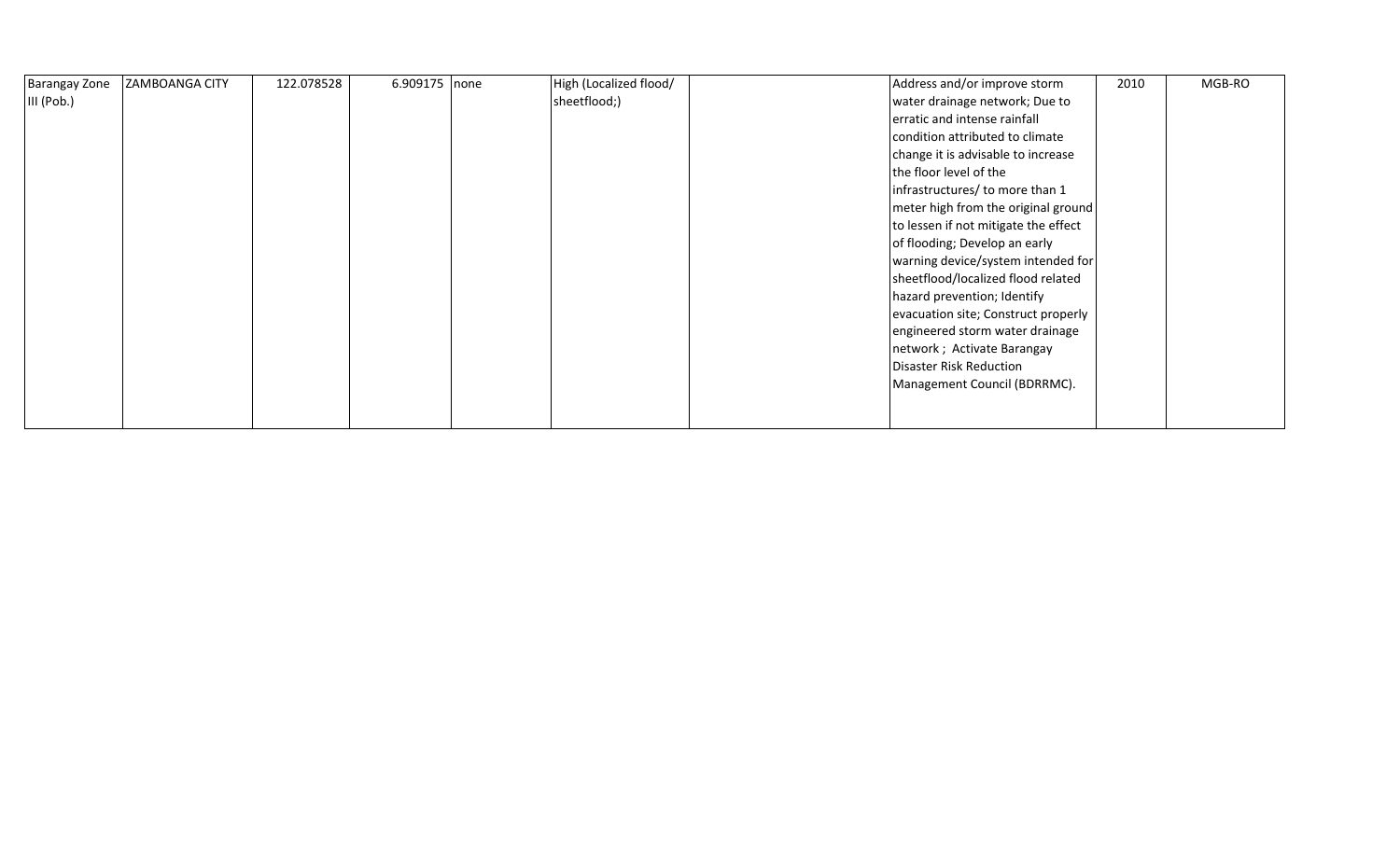| | | | | | | | | | |
|---|---|---|---|---|---|---|---|---|---|
| Barangay Zone III (Pob.) | ZAMBOANGA CITY | 122.078528 | 6.909175 | none | High (Localized flood/ sheetflood;) | | Address and/or improve storm water drainage network; Due to erratic and intense rainfall condition attributed to climate change it is advisable to increase the floor level of the infrastructures/ to more than 1 meter high from the original ground to lessen if not mitigate the effect of flooding; Develop an early warning device/system intended for sheetflood/localized flood related hazard prevention; Identify evacuation site; Construct properly engineered storm water drainage network ; Activate Barangay Disaster Risk Reduction Management Council (BDRRMC). | 2010 | MGB-RO |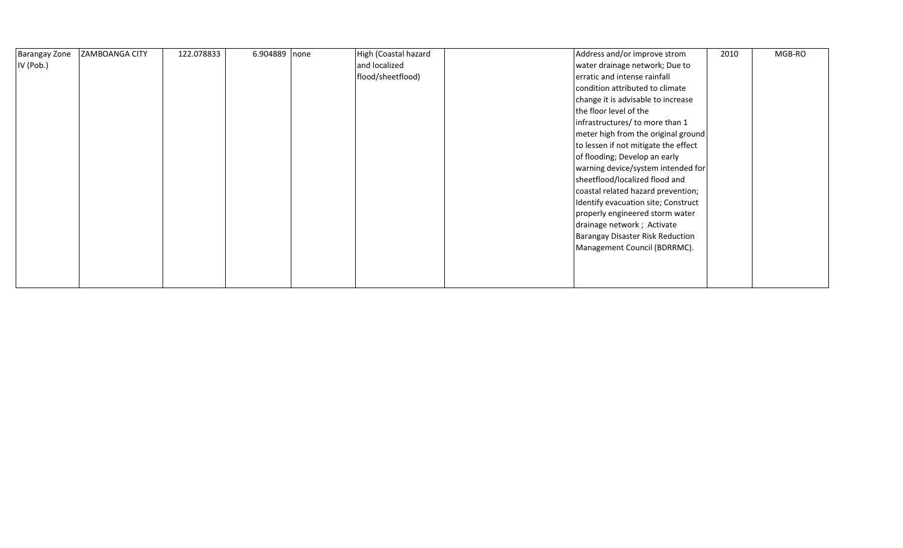| | | | | | | | | | |
|---|---|---|---|---|---|---|---|---|---|
| Barangay Zone IV (Pob.) | ZAMBOANGA CITY | 122.078833 | 6.904889 | none | High (Coastal hazard and localized flood/sheetflood) | | Address and/or improve strom water drainage network; Due to erratic and intense rainfall condition attributed to climate change it is advisable to increase the floor level of the infrastructures/ to more than 1 meter high from the original ground to lessen if not mitigate the effect of flooding; Develop an early warning device/system intended for sheetflood/localized flood and coastal related hazard prevention; Identify evacuation site; Construct properly engineered storm water drainage network ; Activate Barangay Disaster Risk Reduction Management Council (BDRRMC). | 2010 | MGB-RO |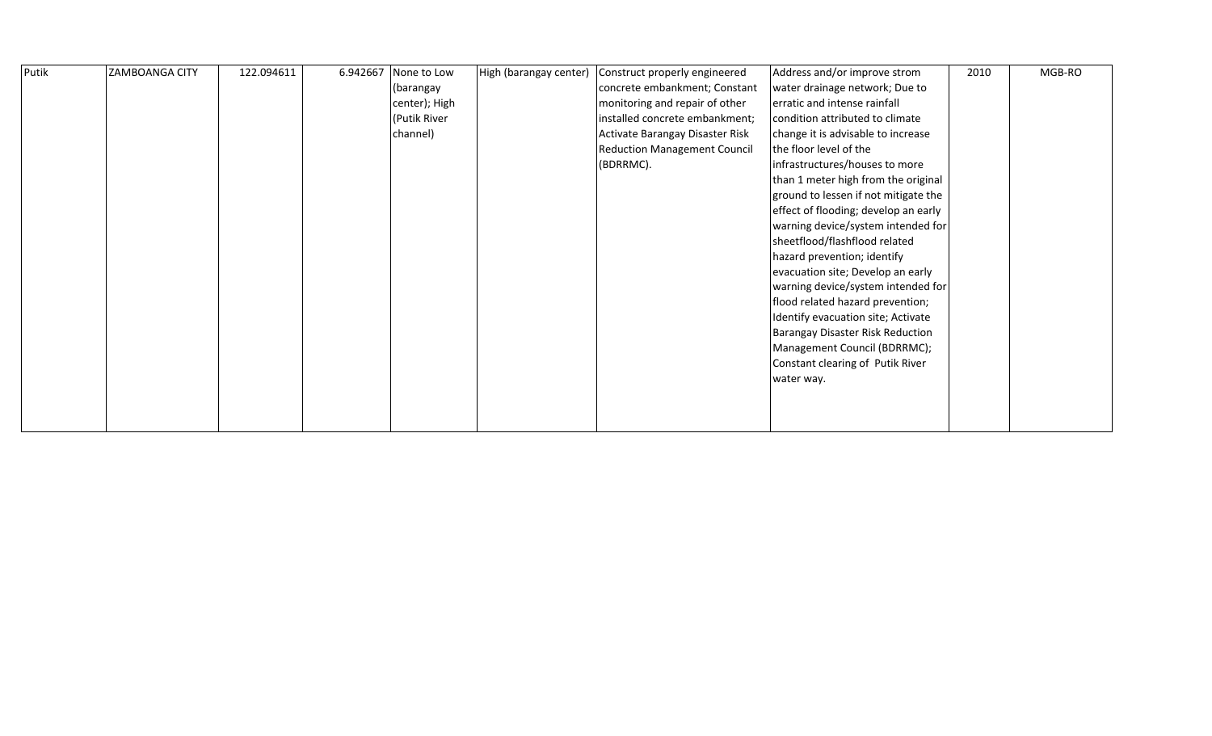| Putik | ZAMBOANGA CITY | 122.094611 | 6.942667 | None to Low (barangay center); High (Putik River channel) | High (barangay center) | Construct properly engineered concrete embankment; Constant monitoring and repair of other installed concrete embankment; Activate Barangay Disaster Risk Reduction Management Council (BDRRMC). | Address and/or improve strom water drainage network; Due to erratic and intense rainfall condition attributed to climate change it is advisable to increase the floor level of the infrastructures/houses to more than 1 meter high from the original ground to lessen if not mitigate the effect of flooding; develop an early warning device/system intended for sheetflood/flashflood related hazard prevention; identify evacuation site; Develop an early warning device/system intended for flood related hazard prevention; Identify evacuation site; Activate Barangay Disaster Risk Reduction Management Council (BDRRMC); Constant clearing of Putik River water way. | 2010 | MGB-RO |
|---|---|---|---|---|---|---|---|---|---|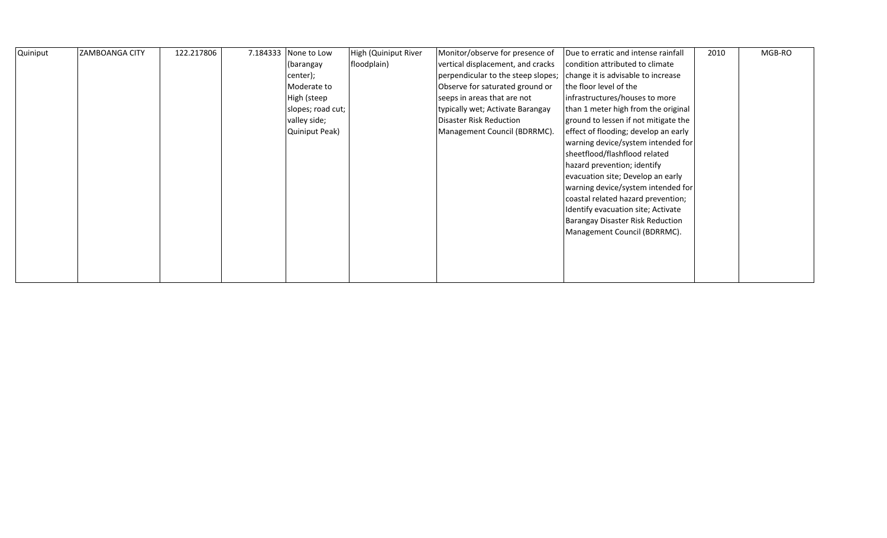| | | | | | | | | | |
|---|---|---|---|---|---|---|---|---|---|
| Quiniput | ZAMBOANGA CITY | 122.217806 | 7.184333 | None to Low (barangay center); Moderate to High (steep slopes; road cut; valley side; Quiniput Peak) | High (Quiniput River floodplain) | Monitor/observe for presence of vertical displacement, and cracks perpendicular to the steep slopes; Observe for saturated ground or seeps in areas that are not typically wet; Activate Barangay Disaster Risk Reduction Management Council (BDRRMC). | Due to erratic and intense rainfall condition attributed to climate change it is advisable to increase the floor level of the infrastructures/houses to more than 1 meter high from the original ground to lessen if not mitigate the effect of flooding; develop an early warning device/system intended for sheetflood/flashflood related hazard prevention; identify evacuation site; Develop an early warning device/system intended for coastal related hazard prevention; Identify evacuation site; Activate Barangay Disaster Risk Reduction Management Council (BDRRMC). | 2010 | MGB-RO |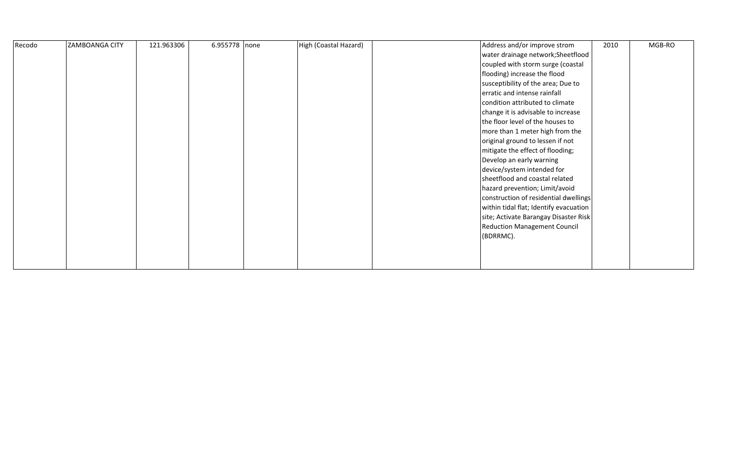| | | | | | | | | | |
|---|---|---|---|---|---|---|---|---|---|
| Recodo | ZAMBOANGA CITY | 121.963306 | 6.955778 | none | High (Coastal Hazard) | | Address and/or improve strom water drainage network;Sheetflood coupled with storm surge (coastal flooding) increase the flood susceptibility of the area; Due to erratic and intense rainfall condition attributed to climate change it is advisable to increase the floor level of the houses to more than 1 meter high from the original ground to lessen if not mitigate the effect of flooding; Develop an early warning device/system intended for sheetflood and coastal related hazard prevention; Limit/avoid construction of residential dwellings within tidal flat; Identify evacuation site; Activate Barangay Disaster Risk Reduction Management Council (BDRRMC). | 2010 | MGB-RO |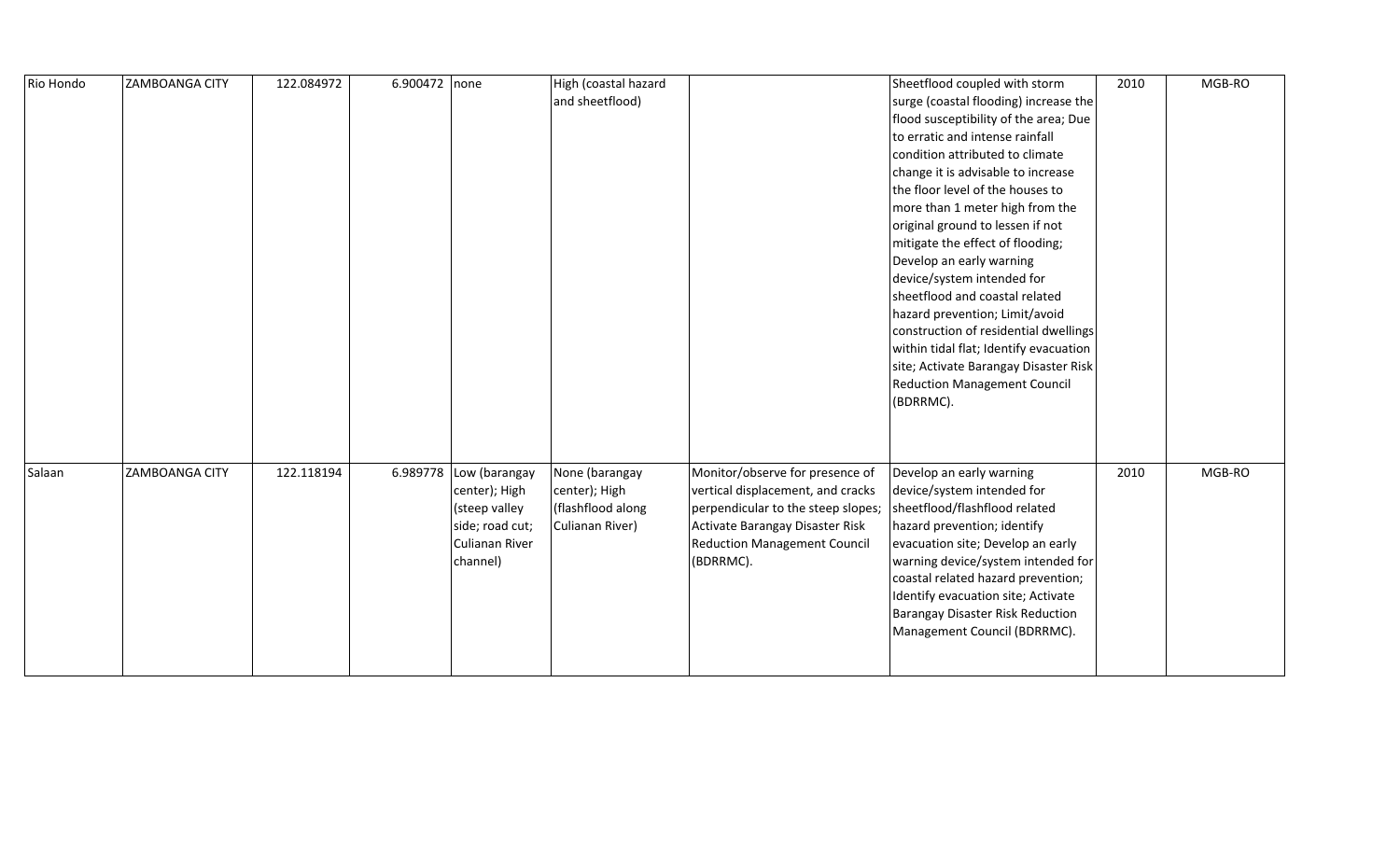| | | | | | | | | | |
|---|---|---|---|---|---|---|---|---|---|
| Rio Hondo | ZAMBOANGA CITY | 122.084972 | 6.900472 | none | High (coastal hazard and sheetflood) | | Sheetflood coupled with storm surge (coastal flooding) increase the flood susceptibility of the area; Due to erratic and intense rainfall condition attributed to climate change it is advisable to increase the floor level of the houses to more than 1 meter high from the original ground to lessen if not mitigate the effect of flooding; Develop an early warning device/system intended for sheetflood and coastal related hazard prevention; Limit/avoid construction of residential dwellings within tidal flat; Identify evacuation site; Activate Barangay Disaster Risk Reduction Management Council (BDRRMC). | 2010 | MGB-RO |
| Salaan | ZAMBOANGA CITY | 122.118194 | 6.989778 | Low (barangay center); High (steep valley side; road cut; Culianan River channel) | None (barangay center); High (flashflood along Culianan River) | Monitor/observe for presence of vertical displacement, and cracks perpendicular to the steep slopes; Activate Barangay Disaster Risk Reduction Management Council (BDRRMC). | Develop an early warning device/system intended for sheetflood/flashflood related hazard prevention; identify evacuation site; Develop an early warning device/system intended for coastal related hazard prevention; Identify evacuation site; Activate Barangay Disaster Risk Reduction Management Council (BDRRMC). | 2010 | MGB-RO |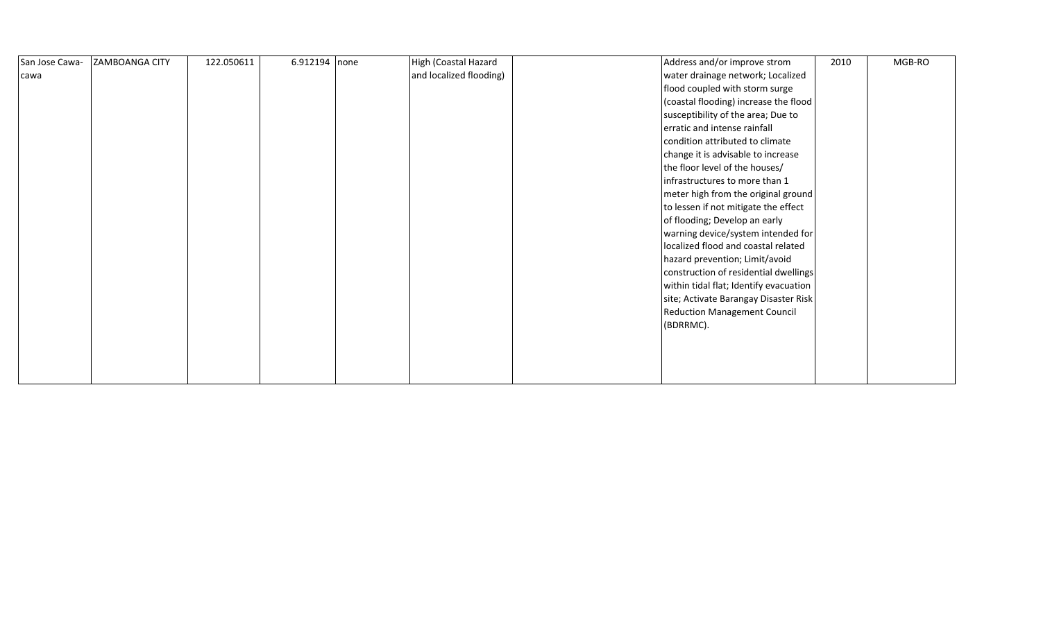| | | | | | | | | | |
|---|---|---|---|---|---|---|---|---|---|
| San Jose Cawa-cawa | ZAMBOANGA CITY | 122.050611 | 6.912194 | none | High (Coastal Hazard and localized flooding) | | Address and/or improve strom water drainage network; Localized flood coupled with storm surge (coastal flooding) increase the flood susceptibility of the area; Due to erratic and intense rainfall condition attributed to climate change it is advisable to increase the floor level of the houses/ infrastructures to more than 1 meter high from the original ground to lessen if not mitigate the effect of flooding; Develop an early warning device/system intended for localized flood and coastal related hazard prevention; Limit/avoid construction of residential dwellings within tidal flat; Identify evacuation site; Activate Barangay Disaster Risk Reduction Management Council (BDRRMC). | 2010 | MGB-RO |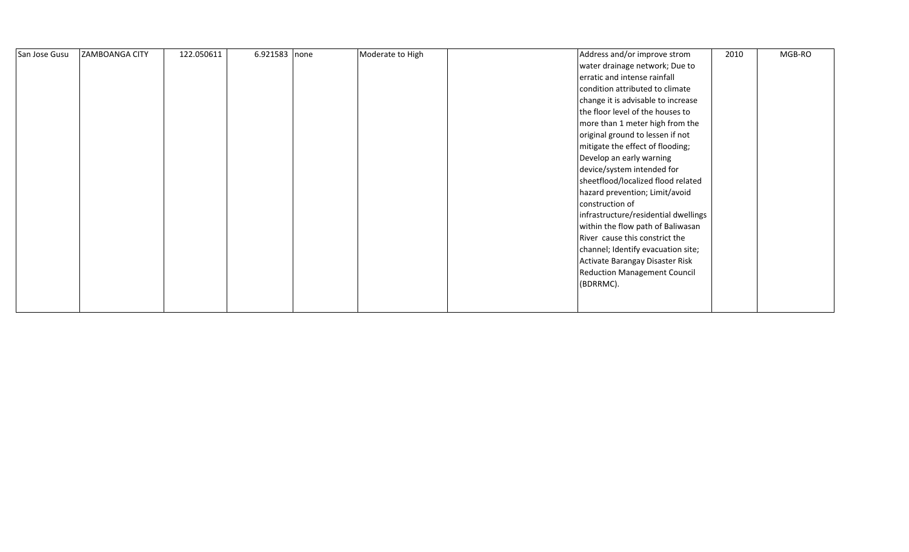| | | | | | | | | | |
|---|---|---|---|---|---|---|---|---|---|
| San Jose Gusu | ZAMBOANGA CITY | 122.050611 | 6.921583 | none | Moderate to High | | Address and/or improve strom water drainage network; Due to erratic and intense rainfall condition attributed to climate change it is advisable to increase the floor level of the houses to more than 1 meter high from the original ground to lessen if not mitigate the effect of flooding; Develop an early warning device/system intended for sheetflood/localized flood related hazard prevention; Limit/avoid construction of infrastructure/residential dwellings within the flow path of Baliwasan River cause this constrict the channel; Identify evacuation site; Activate Barangay Disaster Risk Reduction Management Council (BDRRMC). | 2010 | MGB-RO |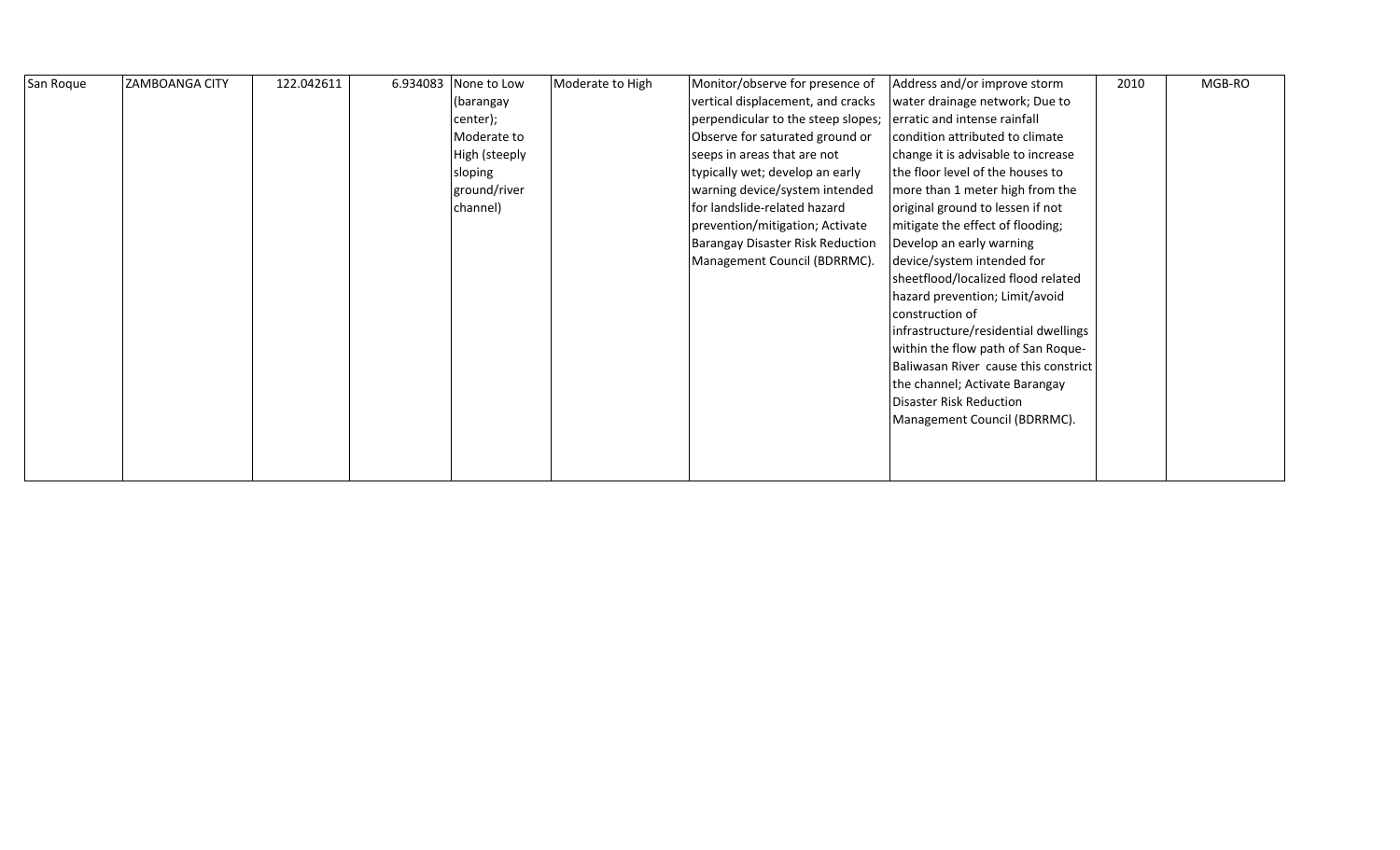| | | | | | | | | | |
|---|---|---|---|---|---|---|---|---|---|
| San Roque | ZAMBOANGA CITY | 122.042611 | 6.934083 | None to Low (barangay center); Moderate to High (steeply sloping ground/river channel) | Moderate to High | Monitor/observe for presence of vertical displacement, and cracks perpendicular to the steep slopes; Observe for saturated ground or seeps in areas that are not typically wet; develop an early warning device/system intended for landslide-related hazard prevention/mitigation; Activate Barangay Disaster Risk Reduction Management Council (BDRRMC). | Address and/or improve storm water drainage network; Due to erratic and intense rainfall condition attributed to climate change it is advisable to increase the floor level of the houses to more than 1 meter high from the original ground to lessen if not mitigate the effect of flooding; Develop an early warning device/system intended for sheetflood/localized flood related hazard prevention; Limit/avoid construction of infrastructure/residential dwellings within the flow path of San Roque-Baliwasan River cause this constrict the channel; Activate Barangay Disaster Risk Reduction Management Council (BDRRMC). | 2010 | MGB-RO |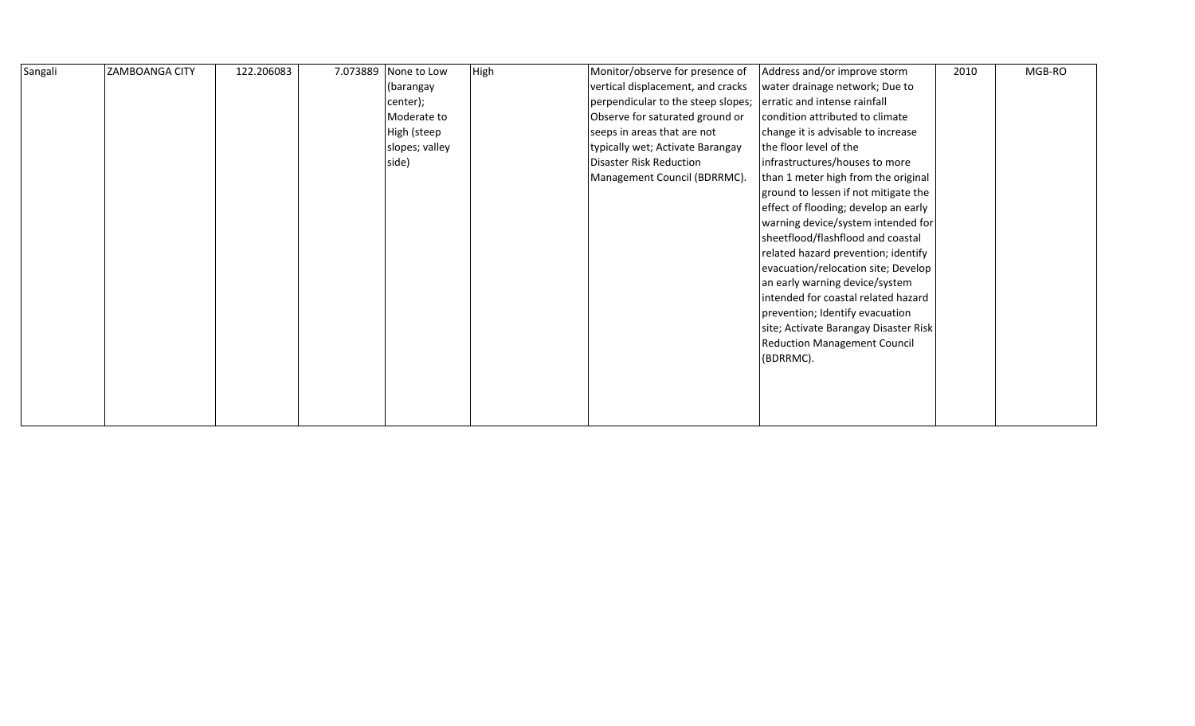| | | | | | | | | | |
|---|---|---|---|---|---|---|---|---|---|
| Sangali | ZAMBOANGA CITY | 122.206083 | 7.073889 | None to Low (barangay center); Moderate to High (steep slopes; valley side) | High | Monitor/observe for presence of vertical displacement, and cracks perpendicular to the steep slopes; Observe for saturated ground or seeps in areas that are not typically wet; Activate Barangay Disaster Risk Reduction Management Council (BDRRMC). | Address and/or improve storm water drainage network; Due to erratic and intense rainfall condition attributed to climate change it is advisable to increase the floor level of the infrastructures/houses to more than 1 meter high from the original ground to lessen if not mitigate the effect of flooding; develop an early warning device/system intended for sheetflood/flashflood and coastal related hazard prevention; identify evacuation/relocation site; Develop an early warning device/system intended for coastal related hazard prevention; Identify evacuation site; Activate Barangay Disaster Risk Reduction Management Council (BDRRMC). | 2010 | MGB-RO |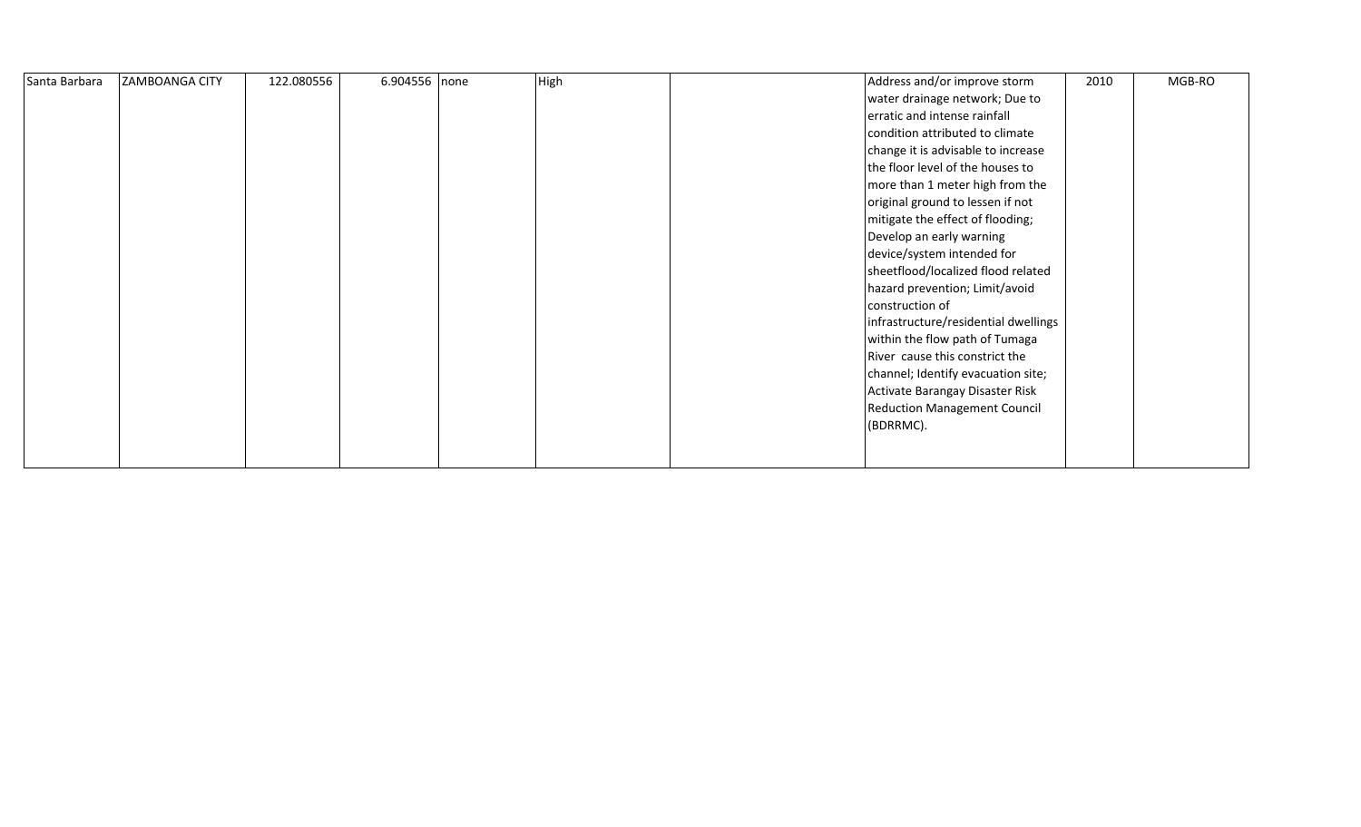| Santa Barbara | ZAMBOANGA CITY | 122.080556 | 6.904556 | none | High | | Address and/or improve storm water drainage network; Due to erratic and intense rainfall condition attributed to climate change it is advisable to increase the floor level of the houses to more than 1 meter high from the original ground to lessen if not mitigate the effect of flooding; Develop an early warning device/system intended for sheetflood/localized flood related hazard prevention; Limit/avoid construction of infrastructure/residential dwellings within the flow path of Tumaga River cause this constrict the channel; Identify evacuation site; Activate Barangay Disaster Risk Reduction Management Council (BDRRMC). | 2010 | MGB-RO |
|---|---|---|---|---|---|---|---|---|---|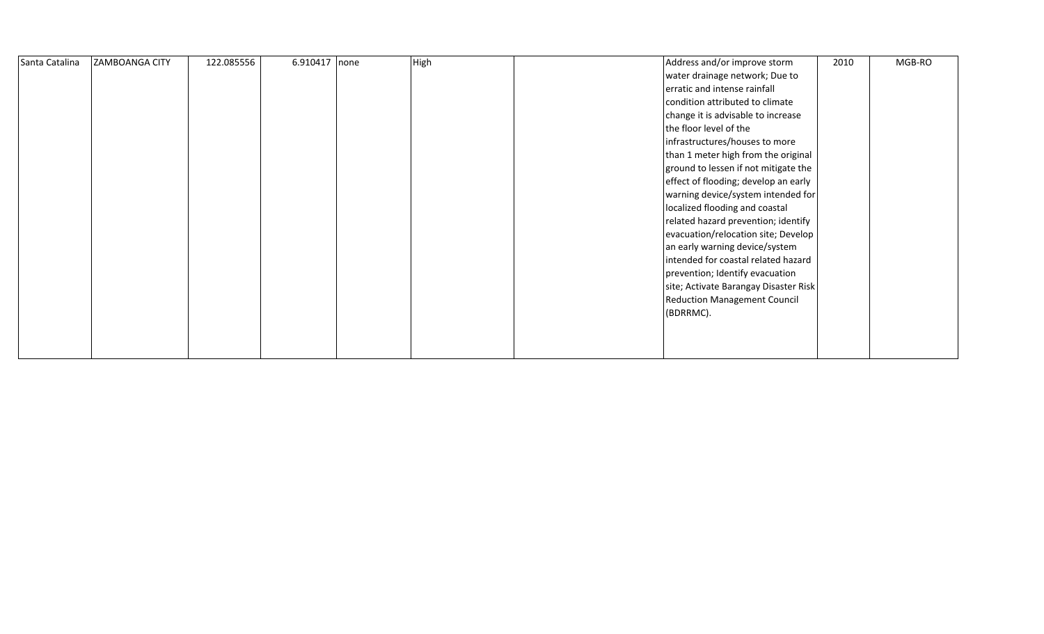| | | | | | | | | | |
|---|---|---|---|---|---|---|---|---|---|
| Santa Catalina | ZAMBOANGA CITY | 122.085556 | 6.910417 | none | High | | Address and/or improve storm water drainage network; Due to erratic and intense rainfall condition attributed to climate change it is advisable to increase the floor level of the infrastructures/houses to more than 1 meter high from the original ground to lessen if not mitigate the effect of flooding; develop an early warning device/system intended for localized flooding and coastal related hazard prevention; identify evacuation/relocation site; Develop an early warning device/system intended for coastal related hazard prevention; Identify evacuation site; Activate Barangay Disaster Risk Reduction Management Council (BDRRMC). | 2010 | MGB-RO |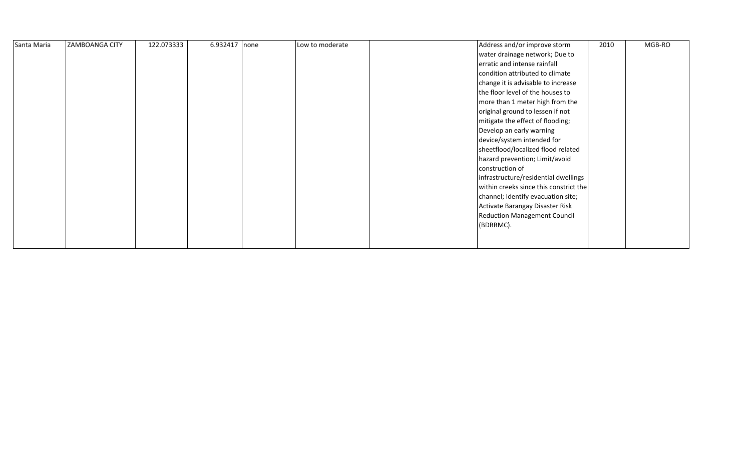|  |  |  |  |  |  |  |  |  |  |
|---|---|---|---|---|---|---|---|---|---|
| Santa Maria | ZAMBOANGA CITY | 122.073333 | 6.932417 | none | Low to moderate |  | Address and/or improve storm water drainage network; Due to erratic and intense rainfall condition attributed to climate change it is advisable to increase the floor level of the houses to more than 1 meter high from the original ground to lessen if not mitigate the effect of flooding; Develop an early warning device/system intended for sheetflood/localized flood related hazard prevention; Limit/avoid construction of infrastructure/residential dwellings within creeks since this constrict the channel; Identify evacuation site; Activate Barangay Disaster Risk Reduction Management Council (BDRRMC). | 2010 | MGB-RO |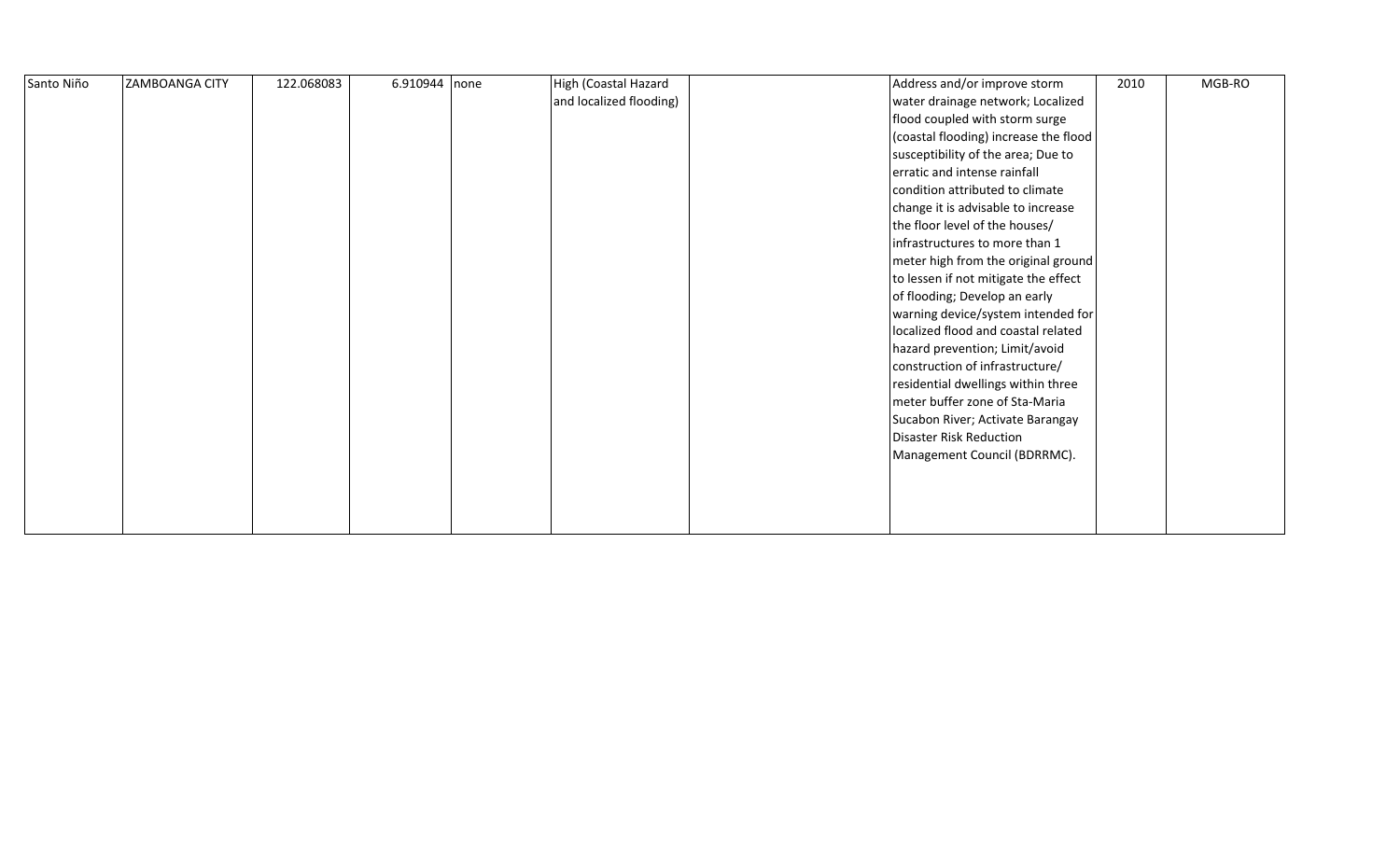| | | | | | | | | | |
|---|---|---|---|---|---|---|---|---|---|
| Santo Niño | ZAMBOANGA CITY | 122.068083 | 6.910944 | none | High (Coastal Hazard and localized flooding) | | Address and/or improve storm water drainage network; Localized flood coupled with storm surge (coastal flooding) increase the flood susceptibility of the area; Due to erratic and intense rainfall condition attributed to climate change it is advisable to increase the floor level of the houses/ infrastructures to more than 1 meter high from the original ground to lessen if not mitigate the effect of flooding; Develop an early warning device/system intended for localized flood and coastal related hazard prevention; Limit/avoid construction of infrastructure/ residential dwellings within three meter buffer zone of Sta-Maria Sucabon River; Activate Barangay Disaster Risk Reduction Management Council (BDRRMC). | 2010 | MGB-RO |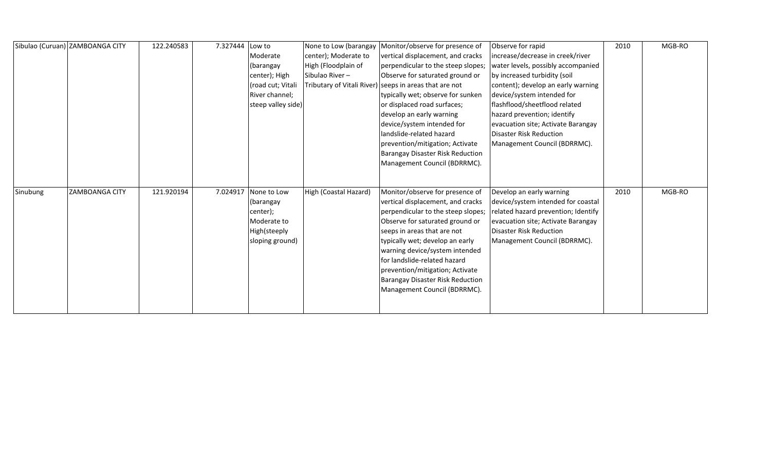| Sibulao (Curuan) | ZAMBOANGA CITY | 122.240583 | 7.327444 | Low to Moderate (barangay center); High (road cut; Vitali River channel; steep valley side) | None to Low (barangay center); Moderate to High (Floodplain of Sibulao River – Tributary of Vitali River) | Monitor/observe for presence of vertical displacement, and cracks perpendicular to the steep slopes; Observe for saturated ground or seeps in areas that are not typically wet; observe for sunken or displaced road surfaces; develop an early warning device/system intended for landslide-related hazard prevention/mitigation; Activate Barangay Disaster Risk Reduction Management Council (BDRRMC). | Observe for rapid increase/decrease in creek/river water levels, possibly accompanied by increased turbidity (soil content); develop an early warning device/system intended for flashflood/sheetflood related hazard prevention; identify evacuation site; Activate Barangay Disaster Risk Reduction Management Council (BDRRMC). | 2010 | MGB-RO |
|---|---|---|---|---|---|---|---|---|---|
| Sinubung | ZAMBOANGA CITY | 121.920194 | 7.024917 | None to Low (barangay center); Moderate to High(steeply sloping ground) | High (Coastal Hazard) | Monitor/observe for presence of vertical displacement, and cracks perpendicular to the steep slopes; Observe for saturated ground or seeps in areas that are not typically wet; develop an early warning device/system intended for landslide-related hazard prevention/mitigation; Activate Barangay Disaster Risk Reduction Management Council (BDRRMC). | Develop an early warning device/system intended for coastal related hazard prevention; Identify evacuation site; Activate Barangay Disaster Risk Reduction Management Council (BDRRMC). | 2010 | MGB-RO |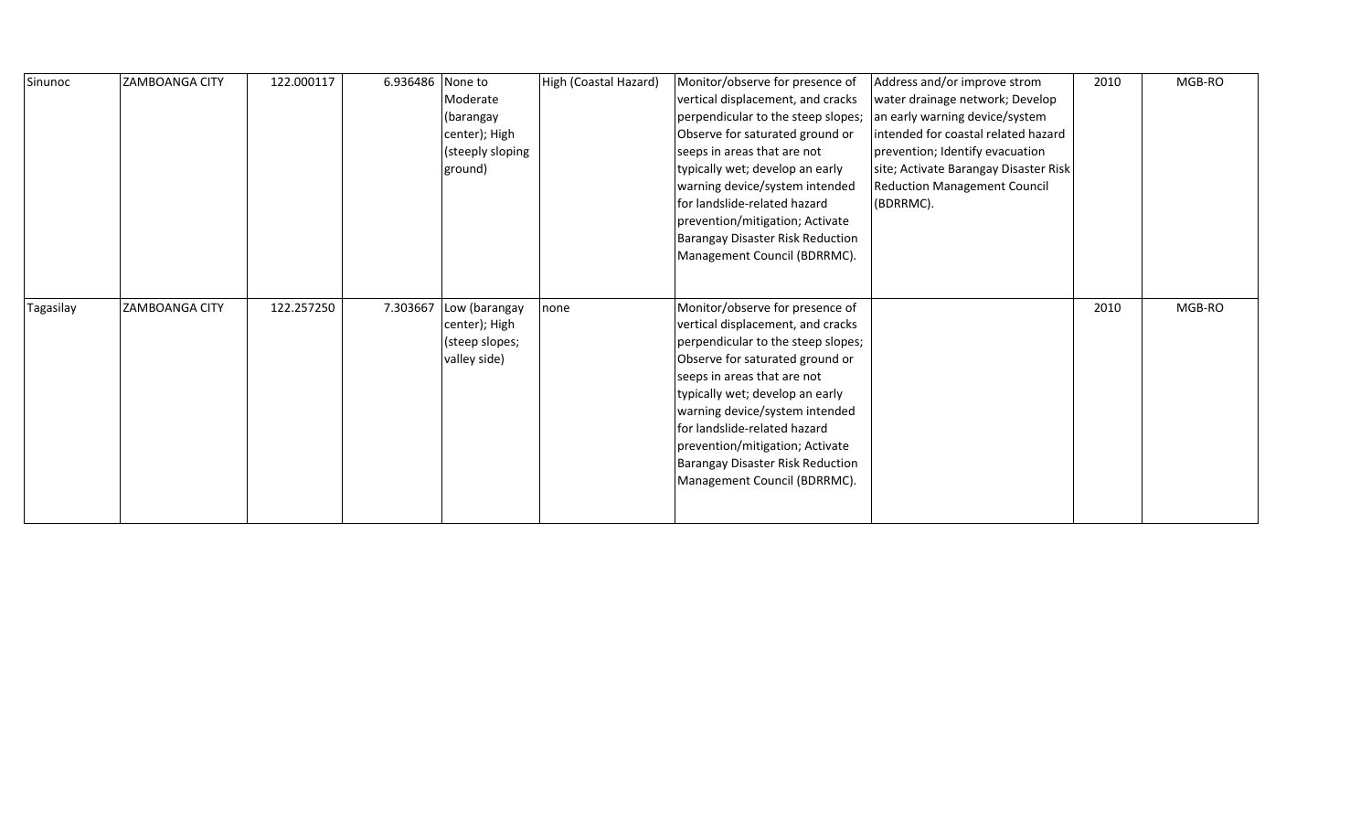| Sinunoc | ZAMBOANGA CITY | 122.000117 | 6.936486 | None to Moderate (barangay center); High (steeply sloping ground) | High (Coastal Hazard) | Monitor/observe for presence of vertical displacement, and cracks perpendicular to the steep slopes; Observe for saturated ground or seeps in areas that are not typically wet; develop an early warning device/system intended for landslide-related hazard prevention/mitigation; Activate Barangay Disaster Risk Reduction Management Council (BDRRMC). | Address and/or improve strom water drainage network; Develop an early warning device/system intended for coastal related hazard prevention; Identify evacuation site; Activate Barangay Disaster Risk Reduction Management Council (BDRRMC). | 2010 | MGB-RO |
|---|---|---|---|---|---|---|---|---|---|
| Tagasilay | ZAMBOANGA CITY | 122.257250 | 7.303667 | Low (barangay center); High (steep slopes; valley side) | none | Monitor/observe for presence of vertical displacement, and cracks perpendicular to the steep slopes; Observe for saturated ground or seeps in areas that are not typically wet; develop an early warning device/system intended for landslide-related hazard prevention/mitigation; Activate Barangay Disaster Risk Reduction Management Council (BDRRMC). | | 2010 | MGB-RO |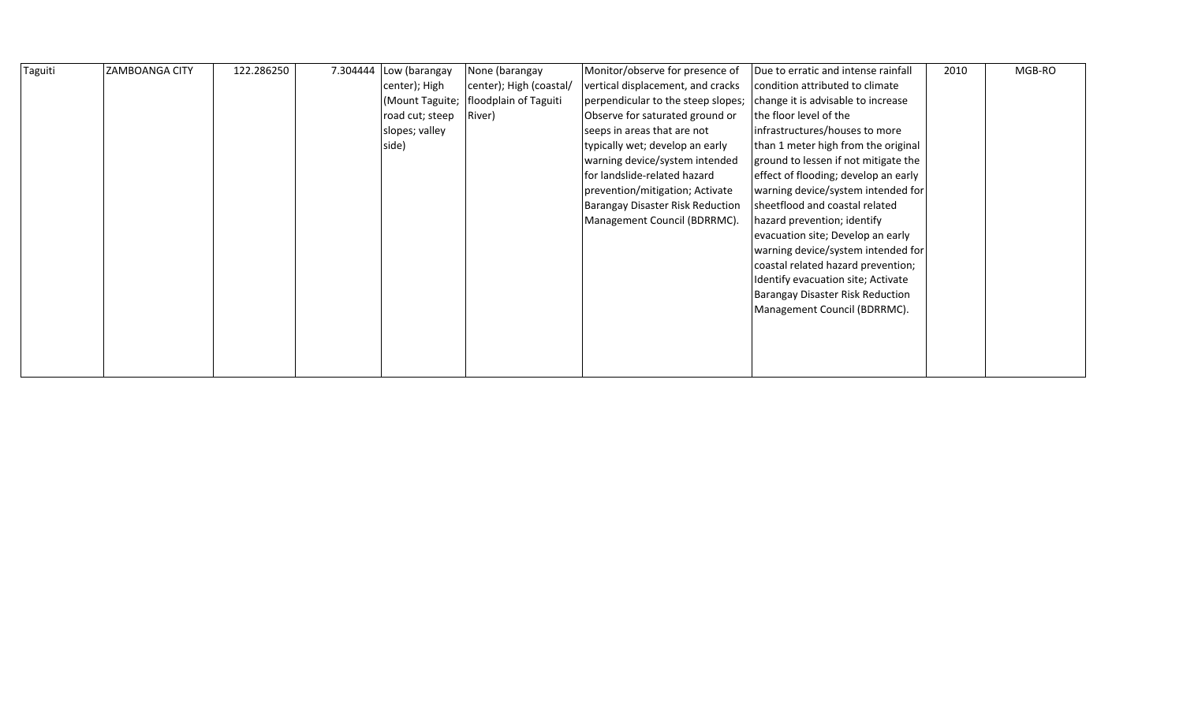| Taguiti | ZAMBOANGA CITY | 122.286250 | 7.304444 | Low (barangay center); High (Mount Taguite; road cut; steep slopes; valley side) | None (barangay center); High (coastal/ floodplain of Taguiti River) | Monitor/observe for presence of vertical displacement, and cracks perpendicular to the steep slopes; Observe for saturated ground or seeps in areas that are not typically wet; develop an early warning device/system intended for landslide-related hazard prevention/mitigation; Activate Barangay Disaster Risk Reduction Management Council (BDRRMC). | Due to erratic and intense rainfall condition attributed to climate change it is advisable to increase the floor level of the infrastructures/houses to more than 1 meter high from the original ground to lessen if not mitigate the effect of flooding; develop an early warning device/system intended for sheetflood and coastal related hazard prevention; identify evacuation site; Develop an early warning device/system intended for coastal related hazard prevention; Identify evacuation site; Activate Barangay Disaster Risk Reduction Management Council (BDRRMC). | 2010 | MGB-RO |
|---|---|---|---|---|---|---|---|---|---|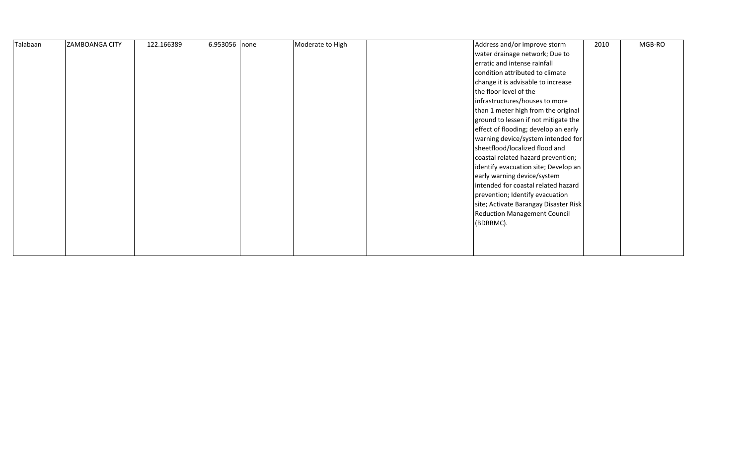| | | | | | | | | | |
|---|---|---|---|---|---|---|---|---|---|
| Talabaan | ZAMBOANGA CITY | 122.166389 | 6.953056 | none | Moderate to High | | Address and/or improve storm water drainage network; Due to erratic and intense rainfall condition attributed to climate change it is advisable to increase the floor level of the infrastructures/houses to more than 1 meter high from the original ground to lessen if not mitigate the effect of flooding; develop an early warning device/system intended for sheetflood/localized flood and coastal related hazard prevention; identify evacuation site; Develop an early warning device/system intended for coastal related hazard prevention; Identify evacuation site; Activate Barangay Disaster Risk Reduction Management Council (BDRRMC). | 2010 | MGB-RO |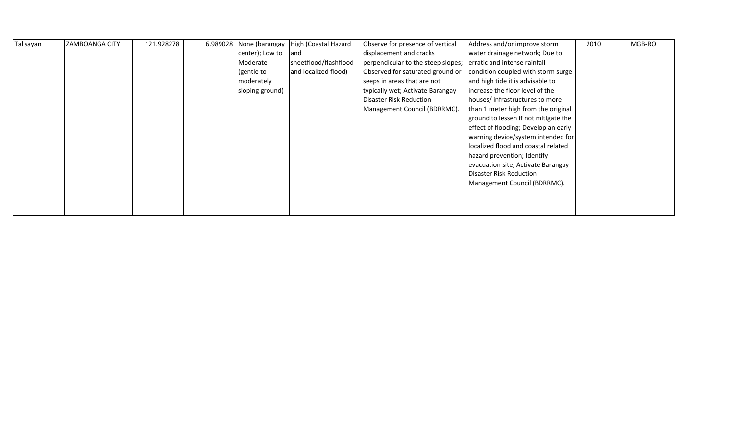| Talisayan | ZAMBOANGA CITY | 121.928278 | 6.989028 | None (barangay center); Low to Moderate (gentle to moderately sloping ground) | High (Coastal Hazard and sheetflood/flashflood and localized flood) | Observe for presence of vertical displacement and cracks perpendicular to the steep slopes; Observed for saturated ground or seeps in areas that are not typically wet; Activate Barangay Disaster Risk Reduction Management Council (BDRRMC). | Address and/or improve storm water drainage network; Due to erratic and intense rainfall condition coupled with storm surge and high tide it is advisable to increase the floor level of the houses/ infrastructures to more than 1 meter high from the original ground to lessen if not mitigate the effect of flooding; Develop an early warning device/system intended for localized flood and coastal related hazard prevention; Identify evacuation site; Activate Barangay Disaster Risk Reduction Management Council (BDRRMC). | 2010 | MGB-RO |
|---|---|---|---|---|---|---|---|---|---|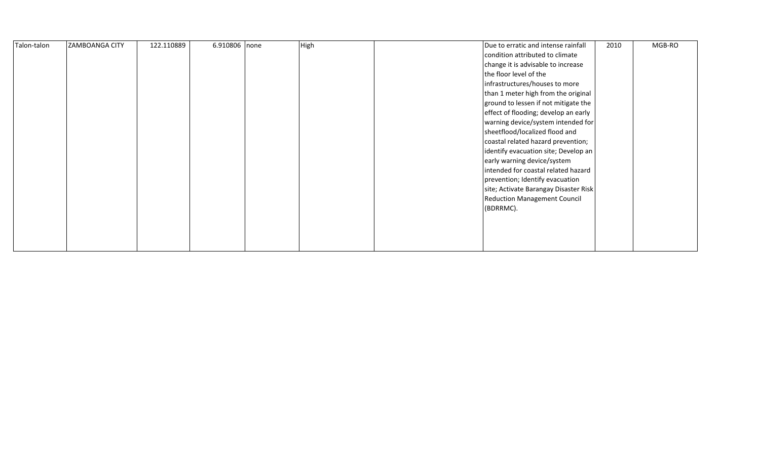| | | | | | | | | | |
|---|---|---|---|---|---|---|---|---|---|
| Talon-talon | ZAMBOANGA CITY | 122.110889 | 6.910806 | none | High | | Due to erratic and intense rainfall condition attributed to climate change it is advisable to increase the floor level of the infrastructures/houses to more than 1 meter high from the original ground to lessen if not mitigate the effect of flooding; develop an early warning device/system intended for sheetflood/localized flood and coastal related hazard prevention; identify evacuation site; Develop an early warning device/system intended for coastal related hazard prevention; Identify evacuation site; Activate Barangay Disaster Risk Reduction Management Council (BDRRMC). | 2010 | MGB-RO |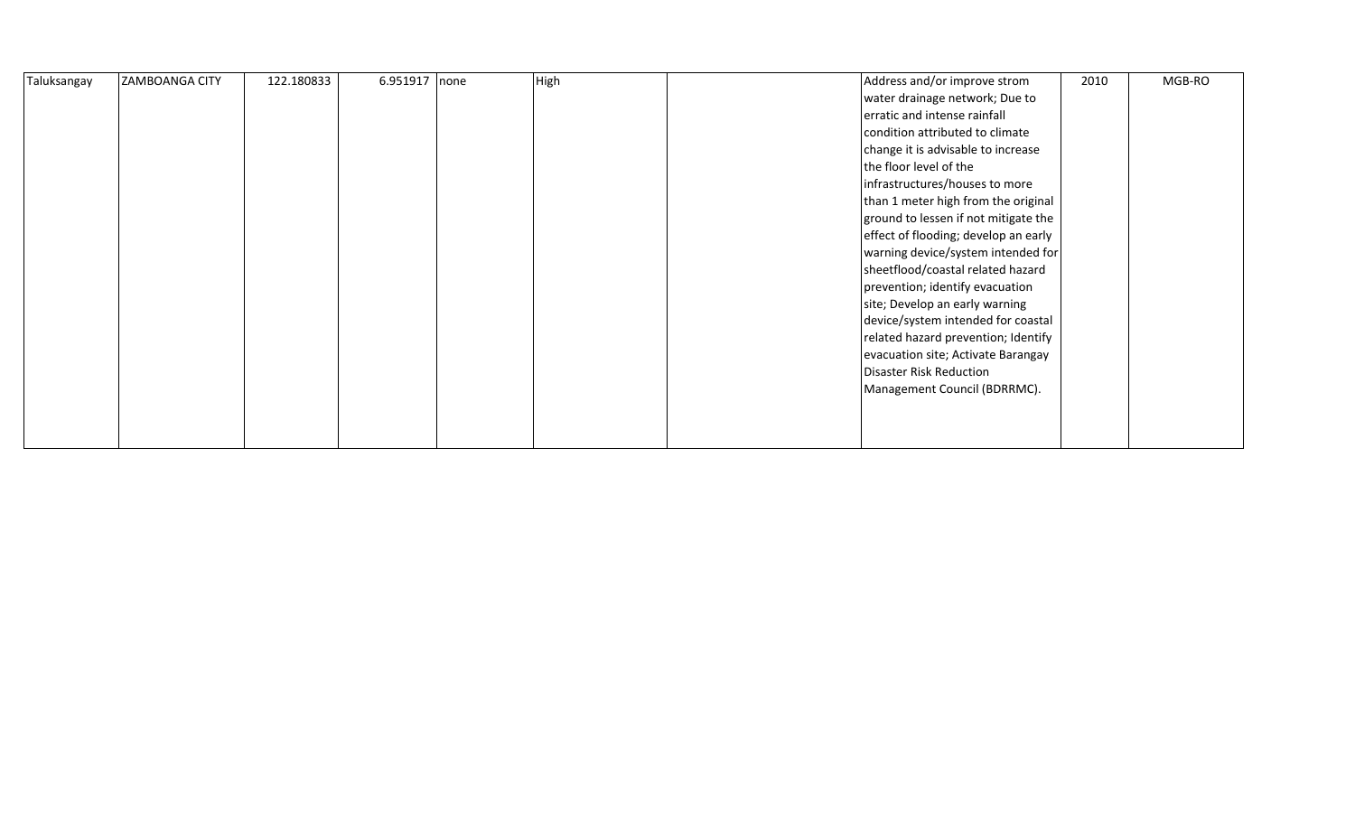| | | | | | | | | | |
|---|---|---|---|---|---|---|---|---|---|
| Taluksangay | ZAMBOANGA CITY | 122.180833 | 6.951917 | none | High | | Address and/or improve strom water drainage network; Due to erratic and intense rainfall condition attributed to climate change it is advisable to increase the floor level of the infrastructures/houses to more than 1 meter high from the original ground to lessen if not mitigate the effect of flooding; develop an early warning device/system intended for sheetflood/coastal related hazard prevention; identify evacuation site; Develop an early warning device/system intended for coastal related hazard prevention; Identify evacuation site; Activate Barangay Disaster Risk Reduction Management Council (BDRRMC). | 2010 | MGB-RO |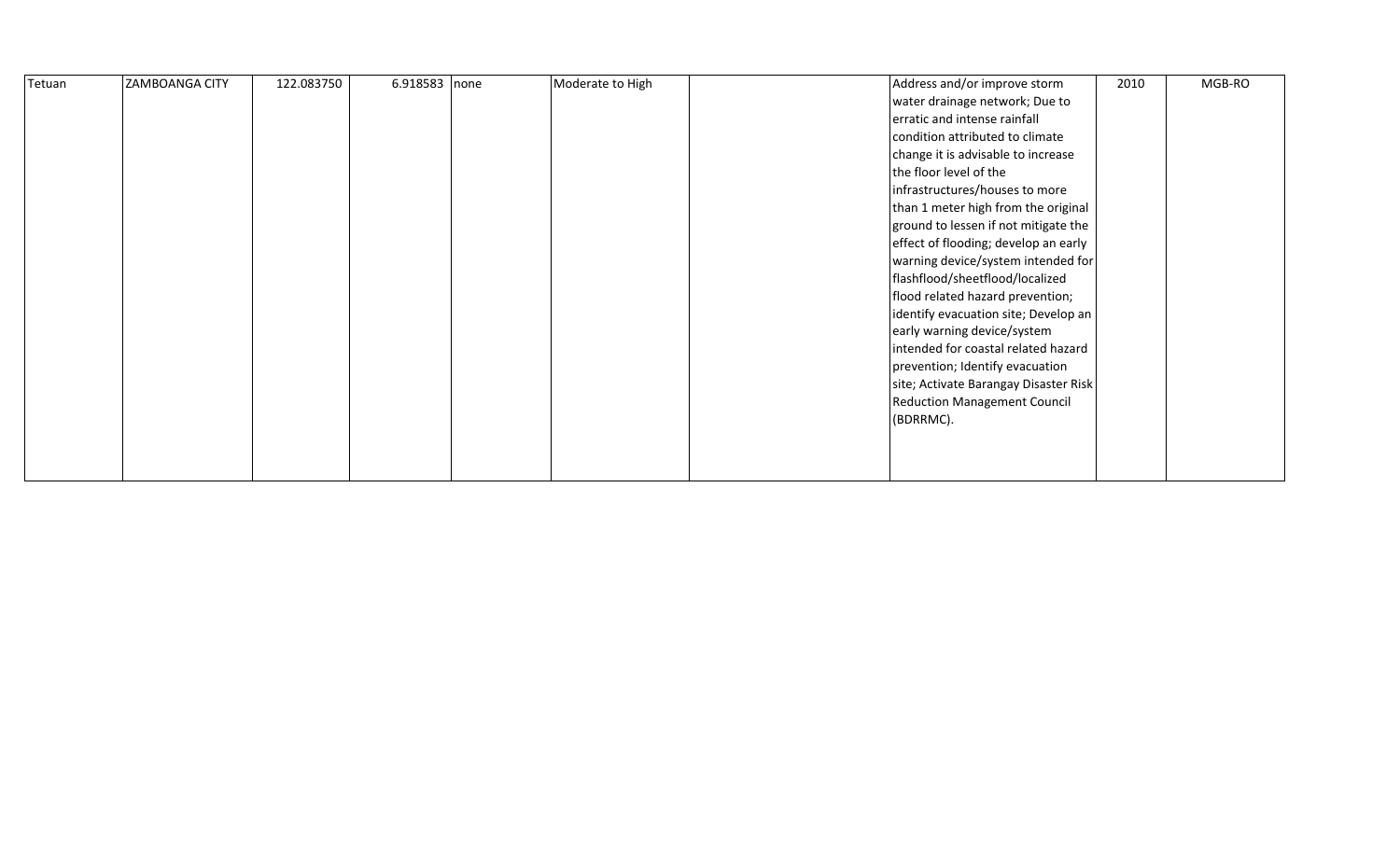| | | | | | | | | | |
|---|---|---|---|---|---|---|---|---|---|
| Tetuan | ZAMBOANGA CITY | 122.083750 | 6.918583 | none | Moderate to High | | Address and/or improve storm water drainage network; Due to erratic and intense rainfall condition attributed to climate change it is advisable to increase the floor level of the infrastructures/houses to more than 1 meter high from the original ground to lessen if not mitigate the effect of flooding; develop an early warning device/system intended for flashflood/sheetflood/localized flood related hazard prevention; identify evacuation site; Develop an early warning device/system intended for coastal related hazard prevention; Identify evacuation site; Activate Barangay Disaster Risk Reduction Management Council (BDRRMC). | 2010 | MGB-RO |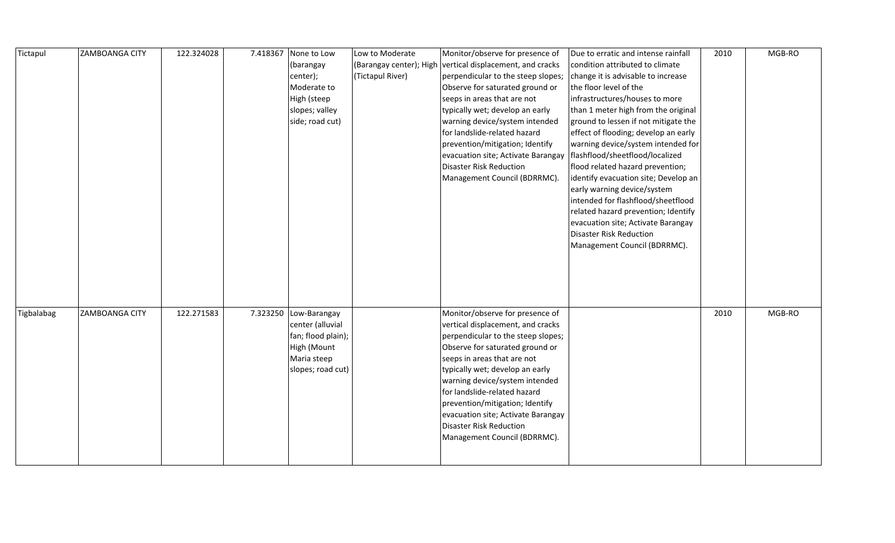| Tictapul | ZAMBOANGA CITY | 122.324028 | 7.418367 | None to Low (barangay center); Moderate to High (steep slopes; valley side; road cut) | Low to Moderate (Barangay center); High (Tictapul River) | Monitor/observe for presence of vertical displacement, and cracks perpendicular to the steep slopes; Observe for saturated ground or seeps in areas that are not typically wet; develop an early warning device/system intended for landslide-related hazard prevention/mitigation; Identify evacuation site; Activate Barangay Disaster Risk Reduction Management Council (BDRRMC). | Due to erratic and intense rainfall condition attributed to climate change it is advisable to increase the floor level of the infrastructures/houses to more than 1 meter high from the original ground to lessen if not mitigate the effect of flooding; develop an early warning device/system intended for flashflood/sheetflood/localized flood related hazard prevention; identify evacuation site; Develop an early warning device/system intended for flashflood/sheetflood related hazard prevention; Identify evacuation site; Activate Barangay Disaster Risk Reduction Management Council (BDRRMC). | 2010 | MGB-RO |
|---|---|---|---|---|---|---|---|---|---|
| Tigbalabag | ZAMBOANGA CITY | 122.271583 | 7.323250 | Low-Barangay center (alluvial fan; flood plain); High (Mount Maria steep slopes; road cut) | | Monitor/observe for presence of vertical displacement, and cracks perpendicular to the steep slopes; Observe for saturated ground or seeps in areas that are not typically wet; develop an early warning device/system intended for landslide-related hazard prevention/mitigation; Identify evacuation site; Activate Barangay Disaster Risk Reduction Management Council (BDRRMC). | | 2010 | MGB-RO |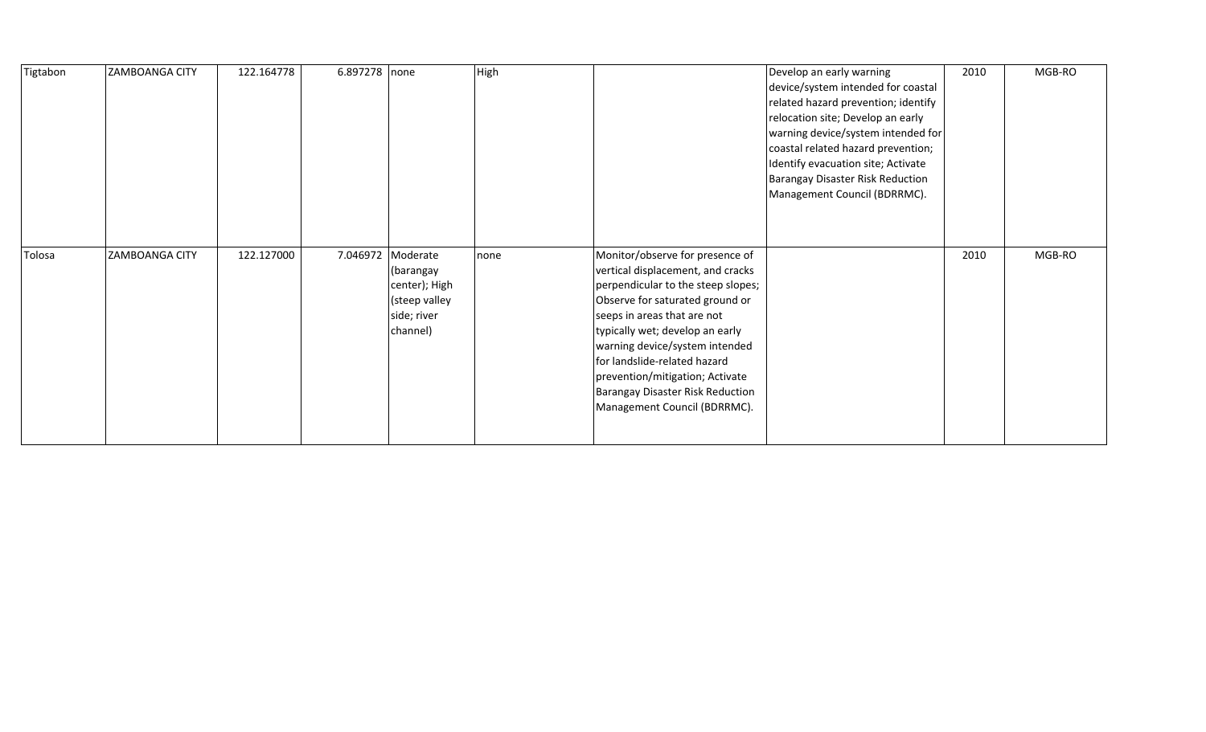| | | | | | | | | | |
|---|---|---|---|---|---|---|---|---|---|
| Tigtabon | ZAMBOANGA CITY | 122.164778 | 6.897278 | none | High | | Develop an early warning device/system intended for coastal related hazard prevention; identify relocation site; Develop an early warning device/system intended for coastal related hazard prevention; Identify evacuation site; Activate Barangay Disaster Risk Reduction Management Council (BDRRMC). | 2010 | MGB-RO |
| Tolosa | ZAMBOANGA CITY | 122.127000 | 7.046972 | Moderate (barangay center); High (steep valley side; river channel) | none | Monitor/observe for presence of vertical displacement, and cracks perpendicular to the steep slopes; Observe for saturated ground or seeps in areas that are not typically wet; develop an early warning device/system intended for landslide-related hazard prevention/mitigation; Activate Barangay Disaster Risk Reduction Management Council (BDRRMC). | | 2010 | MGB-RO |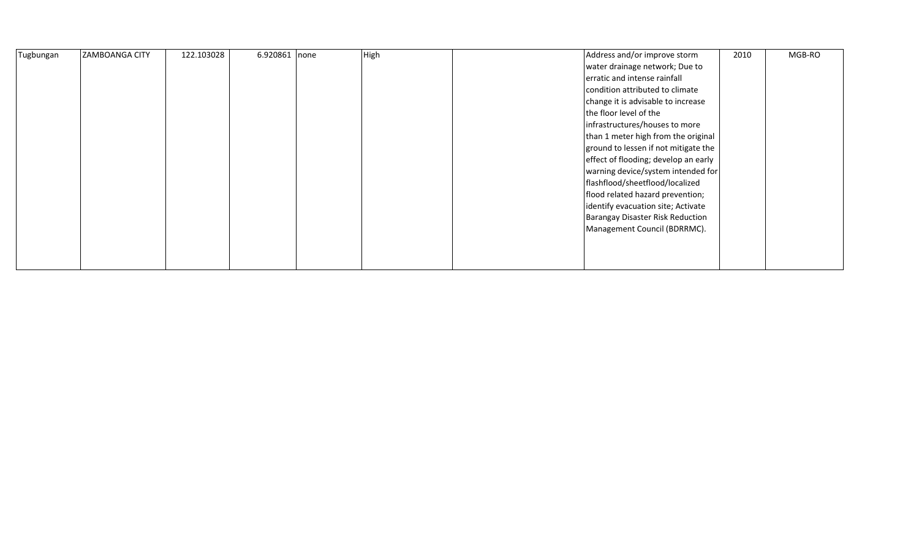| | | | | | | | | | |
|---|---|---|---|---|---|---|---|---|---|
| Tugbungan | ZAMBOANGA CITY | 122.103028 | 6.920861 | none | High | | Address and/or improve storm water drainage network; Due to erratic and intense rainfall condition attributed to climate change it is advisable to increase the floor level of the infrastructures/houses to more than 1 meter high from the original ground to lessen if not mitigate the effect of flooding; develop an early warning device/system intended for flashflood/sheetflood/localized flood related hazard prevention; identify evacuation site; Activate Barangay Disaster Risk Reduction Management Council (BDRRMC). | 2010 | MGB-RO |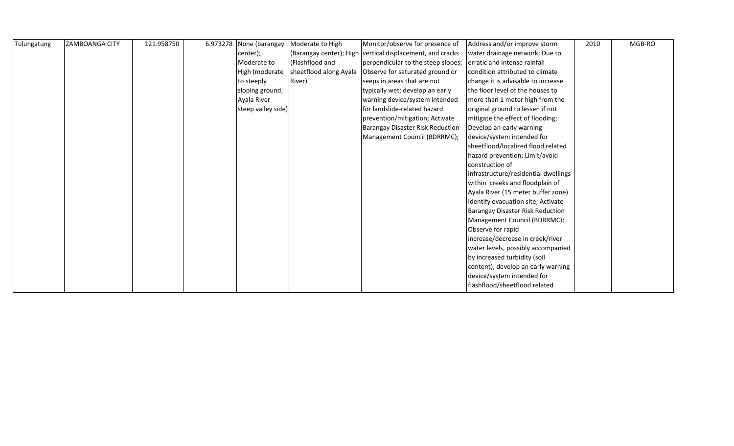| Tulungatung | ZAMBOANGA CITY | 121.958750 | 6.973278 | None (barangay center); Moderate to High (moderate to steeply sloping ground; Ayala River steep valley side) | Moderate to High (Barangay center); High (Flashflood and sheetflood along Ayala River) | Monitor/observe for presence of vertical displacement, and cracks perpendicular to the steep slopes; Observe for saturated ground or seeps in areas that are not typically wet; develop an early warning device/system intended for landslide-related hazard prevention/mitigation; Activate Barangay Disaster Risk Reduction Management Council (BDRRMC); | Address and/or improve storm water drainage network; Due to erratic and intense rainfall condition attributed to climate change it is advisable to increase the floor level of the houses to more than 1 meter high from the original ground to lessen if not mitigate the effect of flooding; Develop an early warning device/system intended for sheetflood/localized flood related hazard prevention; Limit/avoid construction of infrastructure/residential dwellings within creeks and floodplain of Ayala River (15 meter buffer zone) Identify evacuation site; Activate Barangay Disaster Risk Reduction Management Council (BDRRMC); Observe for rapid increase/decrease in creek/river water levels, possibly accompanied by increased turbidity (soil content); develop an early warning device/system intended for flashflood/sheetflood related | 2010 | MGB-RO |
|---|---|---|---|---|---|---|---|---|---|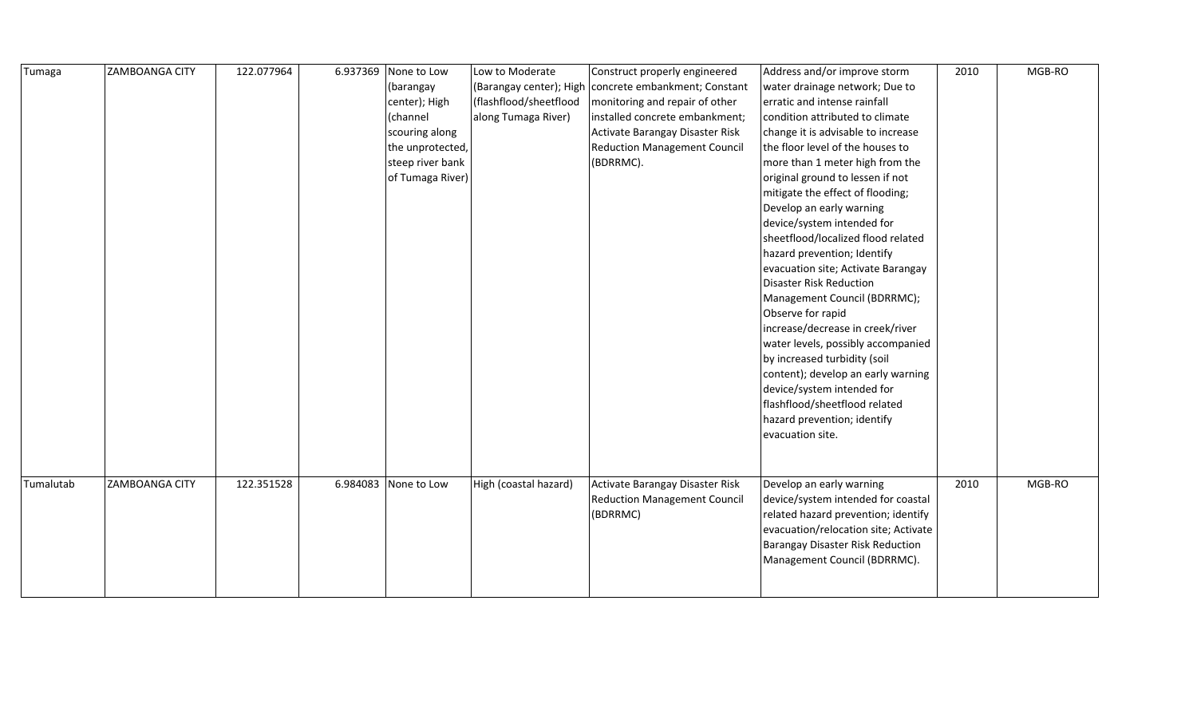| Tumaga | ZAMBOANGA CITY | 122.077964 | 6.937369 | None to Low (barangay center); High (channel scouring along the unprotected, steep river bank of Tumaga River) | Low to Moderate (Barangay center); High (flashflood/sheetflood along Tumaga River) | Construct properly engineered concrete embankment; Constant monitoring and repair of other installed concrete embankment; Activate Barangay Disaster Risk Reduction Management Council (BDRRMC). | Address and/or improve storm water drainage network; Due to erratic and intense rainfall condition attributed to climate change it is advisable to increase the floor level of the houses to more than 1 meter high from the original ground to lessen if not mitigate the effect of flooding; Develop an early warning device/system intended for sheetflood/localized flood related hazard prevention; Identify evacuation site; Activate Barangay Disaster Risk Reduction Management Council (BDRRMC); Observe for rapid increase/decrease in creek/river water levels, possibly accompanied by increased turbidity (soil content); develop an early warning device/system intended for flashflood/sheetflood related hazard prevention; identify evacuation site. | 2010 | MGB-RO |
|---|---|---|---|---|---|---|---|---|---|
| Tumalutab | ZAMBOANGA CITY | 122.351528 | 6.984083 | None to Low | High (coastal hazard) | Activate Barangay Disaster Risk Reduction Management Council (BDRRMC) | Develop an early warning device/system intended for coastal related hazard prevention; identify evacuation/relocation site; Activate Barangay Disaster Risk Reduction Management Council (BDRRMC). | 2010 | MGB-RO |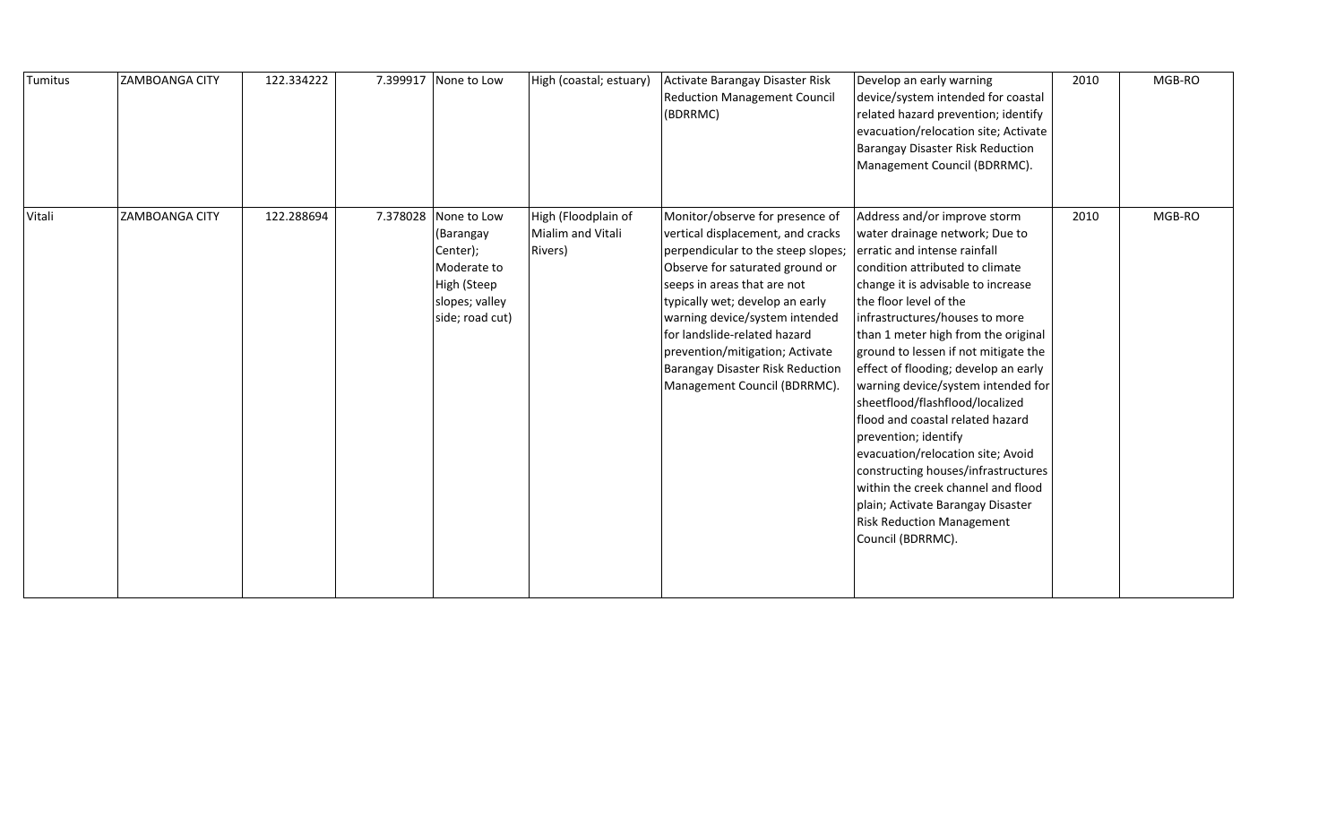| | | | | | | | | | |
|---|---|---|---|---|---|---|---|---|---|
| Tumitus | ZAMBOANGA CITY | 122.334222 | 7.399917 | None to Low | High (coastal; estuary) | Activate Barangay Disaster Risk Reduction Management Council (BDRRMC) | Develop an early warning device/system intended for coastal related hazard prevention; identify evacuation/relocation site; Activate Barangay Disaster Risk Reduction Management Council (BDRRMC). | 2010 | MGB-RO |
| Vitali | ZAMBOANGA CITY | 122.288694 | 7.378028 | None to Low (Barangay Center); Moderate to High (Steep slopes; valley side; road cut) | High (Floodplain of Mialim and Vitali Rivers) | Monitor/observe for presence of vertical displacement, and cracks perpendicular to the steep slopes; Observe for saturated ground or seeps in areas that are not typically wet; develop an early warning device/system intended for landslide-related hazard prevention/mitigation; Activate Barangay Disaster Risk Reduction Management Council (BDRRMC). | Address and/or improve storm water drainage network; Due to erratic and intense rainfall condition attributed to climate change it is advisable to increase the floor level of the infrastructures/houses to more than 1 meter high from the original ground to lessen if not mitigate the effect of flooding; develop an early warning device/system intended for sheetflood/flashflood/localized flood and coastal related hazard prevention; identify evacuation/relocation site; Avoid constructing houses/infrastructures within the creek channel and flood plain; Activate Barangay Disaster Risk Reduction Management Council (BDRRMC). | 2010 | MGB-RO |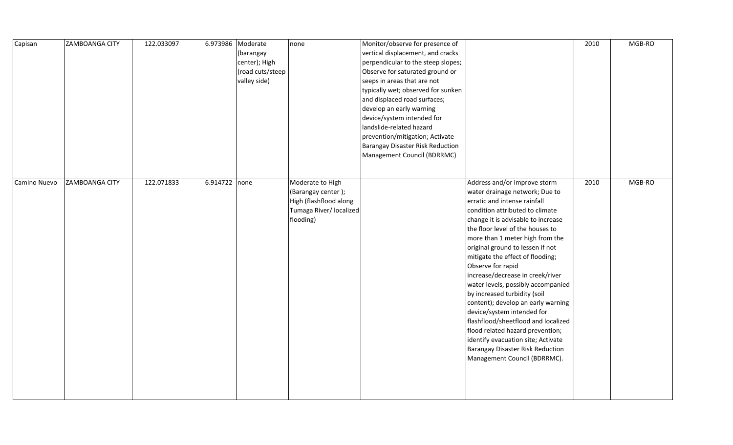| | | | | | | | | | |
|---|---|---|---|---|---|---|---|---|---|
| Capisan | ZAMBOANGA CITY | 122.033097 | 6.973986 | Moderate (barangay center); High (road cuts/steep valley side) | none | Monitor/observe for presence of vertical displacement, and cracks perpendicular to the steep slopes; Observe for saturated ground or seeps in areas that are not typically wet; observed for sunken and displaced road surfaces; develop an early warning device/system intended for landslide-related hazard prevention/mitigation; Activate Barangay Disaster Risk Reduction Management Council (BDRRMC) | | 2010 | MGB-RO |
| Camino Nuevo | ZAMBOANGA CITY | 122.071833 | 6.914722 | none | Moderate to High (Barangay center ); High (flashflood along Tumaga River/ localized flooding) | | Address and/or improve storm water drainage network; Due to erratic and intense rainfall condition attributed to climate change it is advisable to increase the floor level of the houses to more than 1 meter high from the original ground to lessen if not mitigate the effect of flooding; Observe for rapid increase/decrease in creek/river water levels, possibly accompanied by increased turbidity (soil content); develop an early warning device/system intended for flashflood/sheetflood and localized flood related hazard prevention; identify evacuation site; Activate Barangay Disaster Risk Reduction Management Council (BDRRMC). | 2010 | MGB-RO |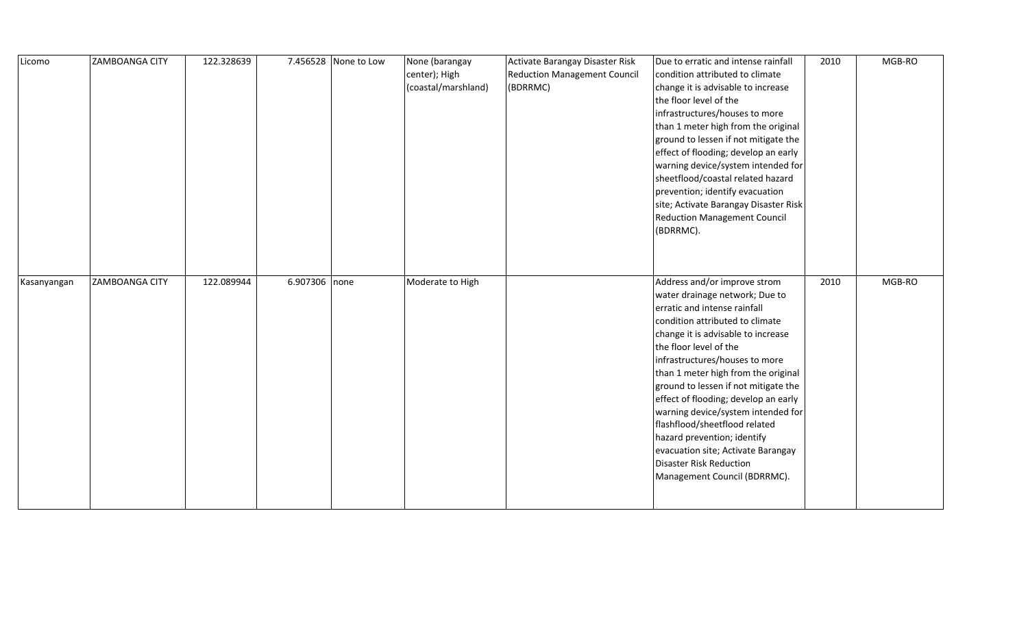| | | | | | | | | | |
|---|---|---|---|---|---|---|---|---|---|
| Licomo | ZAMBOANGA CITY | 122.328639 | 7.456528 | None to Low | None (barangay center); High (coastal/marshland) | Activate Barangay Disaster Risk Reduction Management Council (BDRRMC) | Due to erratic and intense rainfall condition attributed to climate change it is advisable to increase the floor level of the infrastructures/houses to more than 1 meter high from the original ground to lessen if not mitigate the effect of flooding; develop an early warning device/system intended for sheetflood/coastal related hazard prevention; identify evacuation site; Activate Barangay Disaster Risk Reduction Management Council (BDRRMC). | 2010 | MGB-RO |
| Kasanyangan | ZAMBOANGA CITY | 122.089944 | 6.907306 | none | Moderate to High | | Address and/or improve strom water drainage network; Due to erratic and intense rainfall condition attributed to climate change it is advisable to increase the floor level of the infrastructures/houses to more than 1 meter high from the original ground to lessen if not mitigate the effect of flooding; develop an early warning device/system intended for flashflood/sheetflood related hazard prevention; identify evacuation site; Activate Barangay Disaster Risk Reduction Management Council (BDRRMC). | 2010 | MGB-RO |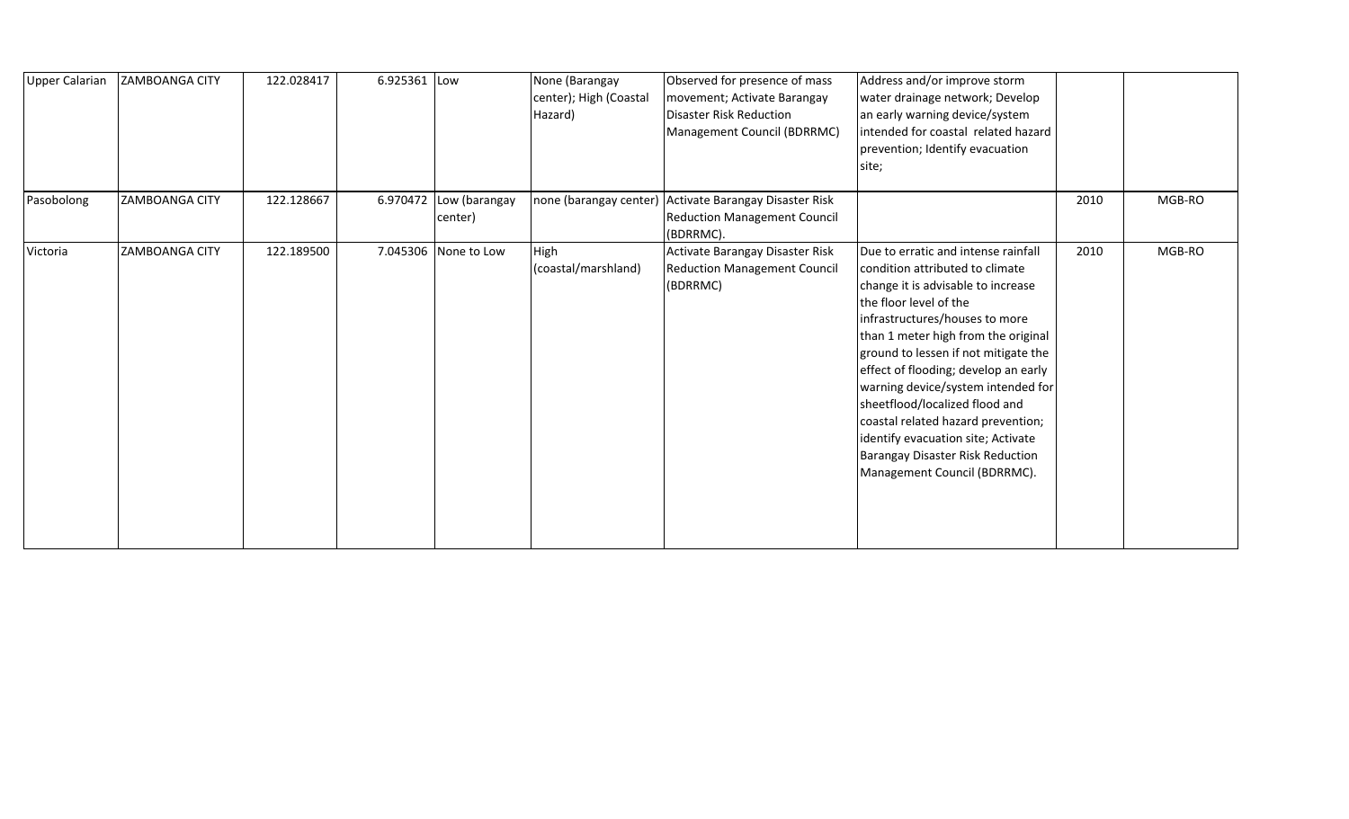| | | | | | | | | | |
|---|---|---|---|---|---|---|---|---|---|
| Upper Calarian | ZAMBOANGA CITY | 122.028417 | 6.925361 | Low | None (Barangay center); High (Coastal Hazard) | Observed for presence of mass movement; Activate Barangay Disaster Risk Reduction Management Council (BDRRMC) | Address and/or improve storm water drainage network; Develop an early warning device/system intended for coastal related hazard prevention; Identify evacuation site; | | |
| Pasobolong | ZAMBOANGA CITY | 122.128667 | 6.970472 | Low (barangay center) | none (barangay center) | Activate Barangay Disaster Risk Reduction Management Council (BDRRMC). | | 2010 | MGB-RO |
| Victoria | ZAMBOANGA CITY | 122.189500 | 7.045306 | None to Low | High (coastal/marshland) | Activate Barangay Disaster Risk Reduction Management Council (BDRRMC) | Due to erratic and intense rainfall condition attributed to climate change it is advisable to increase the floor level of the infrastructures/houses to more than 1 meter high from the original ground to lessen if not mitigate the effect of flooding; develop an early warning device/system intended for sheetflood/localized flood and coastal related hazard prevention; identify evacuation site; Activate Barangay Disaster Risk Reduction Management Council (BDRRMC). | 2010 | MGB-RO |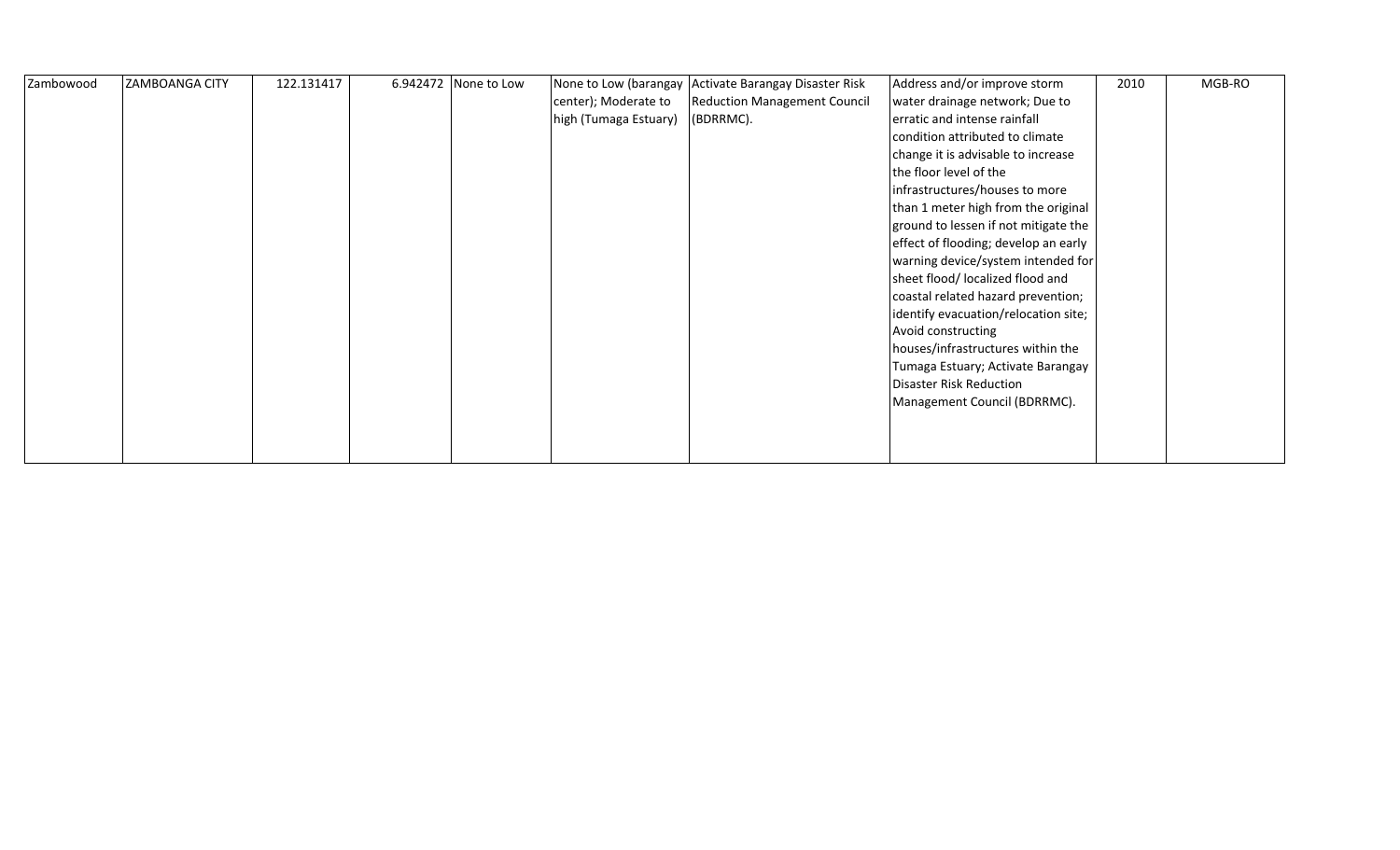| | | | | | | | | | |
|---|---|---|---|---|---|---|---|---|---|
| Zambowood | ZAMBOANGA CITY | 122.131417 | 6.942472 | None to Low | None to Low (barangay center); Moderate to high (Tumaga Estuary) | Activate Barangay Disaster Risk Reduction Management Council (BDRRMC). | Address and/or improve storm water drainage network; Due to erratic and intense rainfall condition attributed to climate change it is advisable to increase the floor level of the infrastructures/houses to more than 1 meter high from the original ground to lessen if not mitigate the effect of flooding; develop an early warning device/system intended for sheet flood/ localized flood and coastal related hazard prevention; identify evacuation/relocation site; Avoid constructing houses/infrastructures within the Tumaga Estuary; Activate Barangay Disaster Risk Reduction Management Council (BDRRMC). | 2010 | MGB-RO |